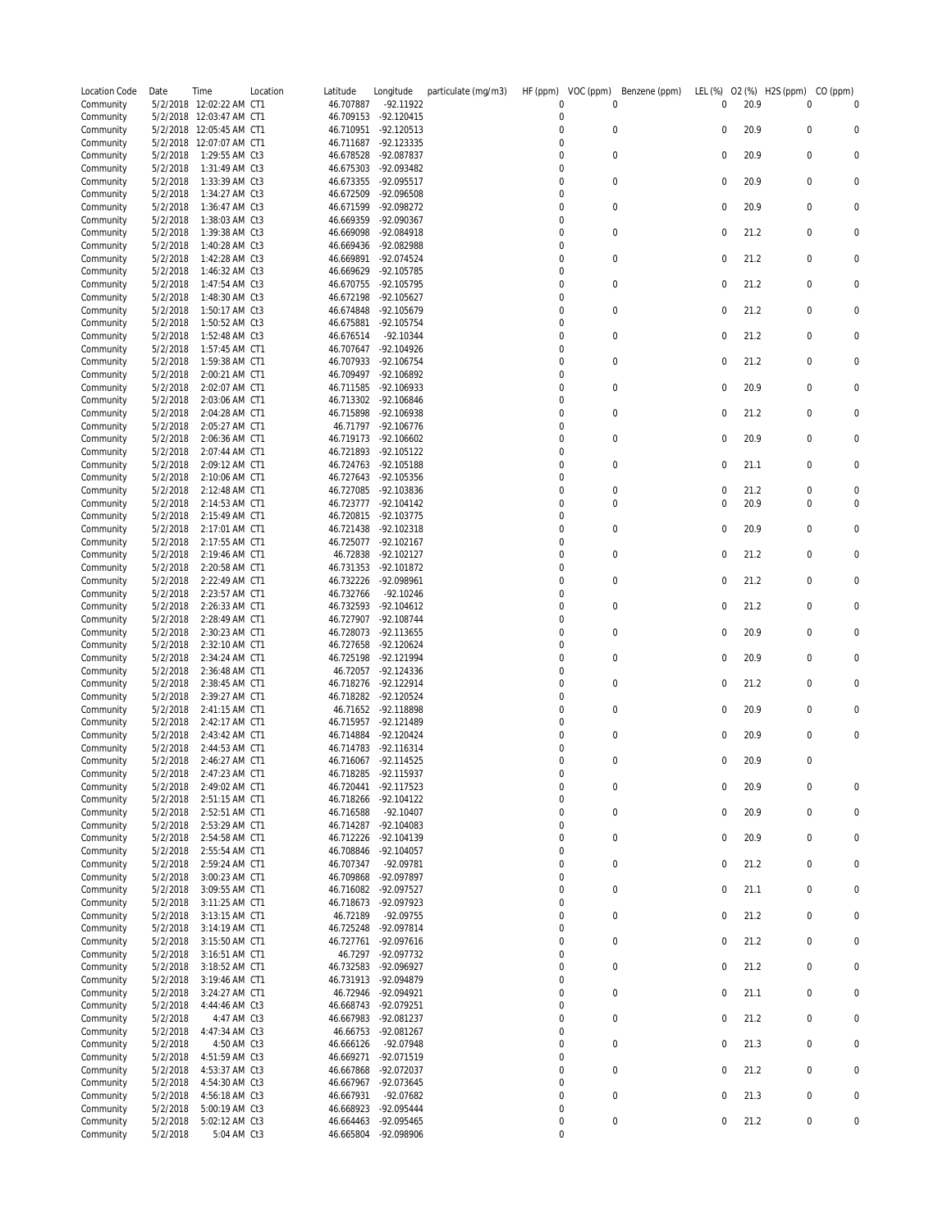| Location Code | Date | Time | Location | Latitude | Longitude | particulate (mg/m3) | HF (ppm) | VOC (ppm) | Benzene (ppm) | LEL (%) | O2 (%) | H2S (ppm) | CO (ppm) |
|---|---|---|---|---|---|---|---|---|---|---|---|---|---|
| Community | 5/2/2018 | 12:02:22 AM | CT1 | 46.707887 | -92.11922 | | 0 | 0 | | 0 | 20.9 | 0 | 0 |
| Community | 5/2/2018 | 12:03:47 AM | CT1 | 46.709153 | -92.120415 | | 0 | | | | | | |
| Community | 5/2/2018 | 12:05:45 AM | CT1 | 46.710951 | -92.120513 | | 0 | 0 | | 0 | 20.9 | 0 | 0 |
| Community | 5/2/2018 | 12:07:07 AM | CT1 | 46.711687 | -92.123335 | | 0 | | | | | | |
| Community | 5/2/2018 | 1:29:55 AM | Ct3 | 46.678528 | -92.087837 | | 0 | 0 | | 0 | 20.9 | 0 | 0 |
| Community | 5/2/2018 | 1:31:49 AM | Ct3 | 46.675303 | -92.093482 | | 0 | | | | | | |
| Community | 5/2/2018 | 1:33:39 AM | Ct3 | 46.673355 | -92.095517 | | 0 | 0 | | 0 | 20.9 | 0 | 0 |
| Community | 5/2/2018 | 1:34:27 AM | Ct3 | 46.672509 | -92.096508 | | 0 | | | | | | |
| Community | 5/2/2018 | 1:36:47 AM | Ct3 | 46.671599 | -92.098272 | | 0 | 0 | | 0 | 20.9 | 0 | 0 |
| Community | 5/2/2018 | 1:38:03 AM | Ct3 | 46.669359 | -92.090367 | | 0 | | | | | | |
| Community | 5/2/2018 | 1:39:38 AM | Ct3 | 46.669098 | -92.084918 | | 0 | 0 | | 0 | 21.2 | 0 | 0 |
| Community | 5/2/2018 | 1:40:28 AM | Ct3 | 46.669436 | -92.082988 | | 0 | | | | | | |
| Community | 5/2/2018 | 1:42:28 AM | Ct3 | 46.669891 | -92.074524 | | 0 | 0 | | 0 | 21.2 | 0 | 0 |
| Community | 5/2/2018 | 1:46:32 AM | Ct3 | 46.669629 | -92.105785 | | 0 | | | | | | |
| Community | 5/2/2018 | 1:47:54 AM | Ct3 | 46.670755 | -92.105795 | | 0 | 0 | | 0 | 21.2 | 0 | 0 |
| Community | 5/2/2018 | 1:48:30 AM | Ct3 | 46.672198 | -92.105627 | | 0 | | | | | | |
| Community | 5/2/2018 | 1:50:17 AM | Ct3 | 46.674848 | -92.105679 | | 0 | 0 | | 0 | 21.2 | 0 | 0 |
| Community | 5/2/2018 | 1:50:52 AM | Ct3 | 46.675881 | -92.105754 | | 0 | | | | | | |
| Community | 5/2/2018 | 1:52:48 AM | Ct3 | 46.676514 | -92.10344 | | 0 | 0 | | 0 | 21.2 | 0 | 0 |
| Community | 5/2/2018 | 1:57:45 AM | CT1 | 46.707647 | -92.104926 | | 0 | | | | | | |
| Community | 5/2/2018 | 1:59:38 AM | CT1 | 46.707933 | -92.106754 | | 0 | 0 | | 0 | 21.2 | 0 | 0 |
| Community | 5/2/2018 | 2:00:21 AM | CT1 | 46.709497 | -92.106892 | | 0 | | | | | | |
| Community | 5/2/2018 | 2:02:07 AM | CT1 | 46.711585 | -92.106933 | | 0 | 0 | | 0 | 20.9 | 0 | 0 |
| Community | 5/2/2018 | 2:03:06 AM | CT1 | 46.713302 | -92.106846 | | 0 | | | | | | |
| Community | 5/2/2018 | 2:04:28 AM | CT1 | 46.715898 | -92.106938 | | 0 | 0 | | 0 | 21.2 | 0 | 0 |
| Community | 5/2/2018 | 2:05:27 AM | CT1 | 46.71797 | -92.106776 | | 0 | | | | | | |
| Community | 5/2/2018 | 2:06:36 AM | CT1 | 46.719173 | -92.106602 | | 0 | 0 | | 0 | 20.9 | 0 | 0 |
| Community | 5/2/2018 | 2:07:44 AM | CT1 | 46.721893 | -92.105122 | | 0 | | | | | | |
| Community | 5/2/2018 | 2:09:12 AM | CT1 | 46.724763 | -92.105188 | | 0 | 0 | | 0 | 21.1 | 0 | 0 |
| Community | 5/2/2018 | 2:10:06 AM | CT1 | 46.727643 | -92.105356 | | 0 | | | | | | |
| Community | 5/2/2018 | 2:12:48 AM | CT1 | 46.727085 | -92.103836 | | 0 | 0 | | 0 | 21.2 | 0 | 0 |
| Community | 5/2/2018 | 2:14:53 AM | CT1 | 46.723777 | -92.104142 | | 0 | 0 | | 0 | 20.9 | 0 | 0 |
| Community | 5/2/2018 | 2:15:49 AM | CT1 | 46.720815 | -92.103775 | | 0 | | | | | | |
| Community | 5/2/2018 | 2:17:01 AM | CT1 | 46.721438 | -92.102318 | | 0 | 0 | | 0 | 20.9 | 0 | 0 |
| Community | 5/2/2018 | 2:17:55 AM | CT1 | 46.725077 | -92.102167 | | 0 | | | | | | |
| Community | 5/2/2018 | 2:19:46 AM | CT1 | 46.72838 | -92.102127 | | 0 | 0 | | 0 | 21.2 | 0 | 0 |
| Community | 5/2/2018 | 2:20:58 AM | CT1 | 46.731353 | -92.101872 | | 0 | | | | | | |
| Community | 5/2/2018 | 2:22:49 AM | CT1 | 46.732226 | -92.098961 | | 0 | 0 | | 0 | 21.2 | 0 | 0 |
| Community | 5/2/2018 | 2:23:57 AM | CT1 | 46.732766 | -92.10246 | | 0 | | | | | | |
| Community | 5/2/2018 | 2:26:33 AM | CT1 | 46.732593 | -92.104612 | | 0 | 0 | | 0 | 21.2 | 0 | 0 |
| Community | 5/2/2018 | 2:28:49 AM | CT1 | 46.727907 | -92.108744 | | 0 | | | | | | |
| Community | 5/2/2018 | 2:30:23 AM | CT1 | 46.728073 | -92.113655 | | 0 | 0 | | 0 | 20.9 | 0 | 0 |
| Community | 5/2/2018 | 2:32:10 AM | CT1 | 46.727658 | -92.120624 | | 0 | | | | | | |
| Community | 5/2/2018 | 2:34:24 AM | CT1 | 46.725198 | -92.121994 | | 0 | 0 | | 0 | 20.9 | 0 | 0 |
| Community | 5/2/2018 | 2:36:48 AM | CT1 | 46.72057 | -92.124336 | | 0 | | | | | | |
| Community | 5/2/2018 | 2:38:45 AM | CT1 | 46.718276 | -92.122914 | | 0 | 0 | | 0 | 21.2 | 0 | 0 |
| Community | 5/2/2018 | 2:39:27 AM | CT1 | 46.718282 | -92.120524 | | 0 | | | | | | |
| Community | 5/2/2018 | 2:41:15 AM | CT1 | 46.71652 | -92.118898 | | 0 | 0 | | 0 | 20.9 | 0 | 0 |
| Community | 5/2/2018 | 2:42:17 AM | CT1 | 46.715957 | -92.121489 | | 0 | | | | | | |
| Community | 5/2/2018 | 2:43:42 AM | CT1 | 46.714884 | -92.120424 | | 0 | 0 | | 0 | 20.9 | 0 | 0 |
| Community | 5/2/2018 | 2:44:53 AM | CT1 | 46.714783 | -92.116314 | | 0 | | | | | | |
| Community | 5/2/2018 | 2:46:27 AM | CT1 | 46.716067 | -92.114525 | | 0 | 0 | | 0 | 20.9 | 0 | |
| Community | 5/2/2018 | 2:47:23 AM | CT1 | 46.718285 | -92.115937 | | 0 | | | | | | |
| Community | 5/2/2018 | 2:49:02 AM | CT1 | 46.720441 | -92.117523 | | 0 | 0 | | 0 | 20.9 | 0 | 0 |
| Community | 5/2/2018 | 2:51:15 AM | CT1 | 46.718266 | -92.104122 | | 0 | | | | | | |
| Community | 5/2/2018 | 2:52:51 AM | CT1 | 46.716588 | -92.10407 | | 0 | 0 | | 0 | 20.9 | 0 | 0 |
| Community | 5/2/2018 | 2:53:29 AM | CT1 | 46.714287 | -92.104083 | | 0 | | | | | | |
| Community | 5/2/2018 | 2:54:58 AM | CT1 | 46.712226 | -92.104139 | | 0 | 0 | | 0 | 20.9 | 0 | 0 |
| Community | 5/2/2018 | 2:55:54 AM | CT1 | 46.708846 | -92.104057 | | 0 | | | | | | |
| Community | 5/2/2018 | 2:59:24 AM | CT1 | 46.707347 | -92.09781 | | 0 | 0 | | 0 | 21.2 | 0 | 0 |
| Community | 5/2/2018 | 3:00:23 AM | CT1 | 46.709868 | -92.097897 | | 0 | | | | | | |
| Community | 5/2/2018 | 3:09:55 AM | CT1 | 46.716082 | -92.097527 | | 0 | 0 | | 0 | 21.1 | 0 | 0 |
| Community | 5/2/2018 | 3:11:25 AM | CT1 | 46.718673 | -92.097923 | | 0 | | | | | | |
| Community | 5/2/2018 | 3:13:15 AM | CT1 | 46.72189 | -92.09755 | | 0 | 0 | | 0 | 21.2 | 0 | 0 |
| Community | 5/2/2018 | 3:14:19 AM | CT1 | 46.725248 | -92.097814 | | 0 | | | | | | |
| Community | 5/2/2018 | 3:15:50 AM | CT1 | 46.727761 | -92.097616 | | 0 | 0 | | 0 | 21.2 | 0 | 0 |
| Community | 5/2/2018 | 3:16:51 AM | CT1 | 46.7297 | -92.097732 | | 0 | | | | | | |
| Community | 5/2/2018 | 3:18:52 AM | CT1 | 46.732583 | -92.096927 | | 0 | 0 | | 0 | 21.2 | 0 | 0 |
| Community | 5/2/2018 | 3:19:46 AM | CT1 | 46.731913 | -92.094879 | | 0 | | | | | | |
| Community | 5/2/2018 | 3:24:27 AM | CT1 | 46.72946 | -92.094921 | | 0 | 0 | | 0 | 21.1 | 0 | 0 |
| Community | 5/2/2018 | 4:44:46 AM | Ct3 | 46.668743 | -92.079251 | | 0 | | | | | | |
| Community | 5/2/2018 | 4:47 AM | Ct3 | 46.667983 | -92.081237 | | 0 | 0 | | 0 | 21.2 | 0 | 0 |
| Community | 5/2/2018 | 4:47:34 AM | Ct3 | 46.66753 | -92.081267 | | 0 | | | | | | |
| Community | 5/2/2018 | 4:50 AM | Ct3 | 46.666126 | -92.07948 | | 0 | 0 | | 0 | 21.3 | 0 | 0 |
| Community | 5/2/2018 | 4:51:59 AM | Ct3 | 46.669271 | -92.071519 | | 0 | | | | | | |
| Community | 5/2/2018 | 4:53:37 AM | Ct3 | 46.667868 | -92.072037 | | 0 | 0 | | 0 | 21.2 | 0 | 0 |
| Community | 5/2/2018 | 4:54:30 AM | Ct3 | 46.667967 | -92.073645 | | 0 | | | | | | |
| Community | 5/2/2018 | 4:56:18 AM | Ct3 | 46.667931 | -92.07682 | | 0 | 0 | | 0 | 21.3 | 0 | 0 |
| Community | 5/2/2018 | 5:00:19 AM | Ct3 | 46.668923 | -92.095444 | | 0 | | | | | | |
| Community | 5/2/2018 | 5:02:12 AM | Ct3 | 46.664463 | -92.095465 | | 0 | 0 | | 0 | 21.2 | 0 | 0 |
| Community | 5/2/2018 | 5:04 AM | Ct3 | 46.665804 | -92.098906 | | 0 | | | | | | |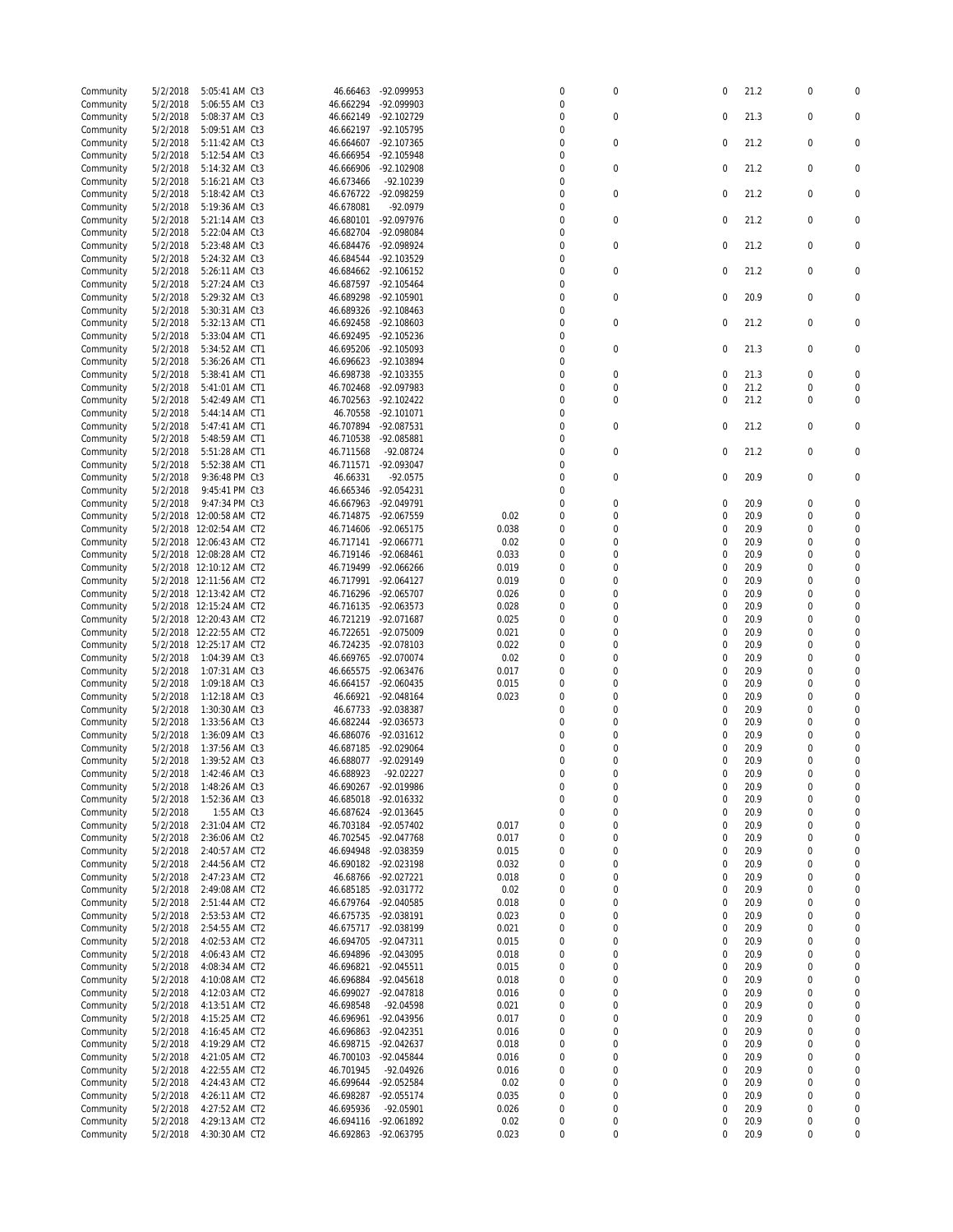| | | | | | | | | | | | | |
|---|---|---|---|---|---|---|---|---|---|---|---|---|
| Community | 5/2/2018 | 5:05:41 AM | Ct3 | 46.66463 | -92.099953 | | 0 | 0 | 0 | 21.2 | 0 | 0 |
| Community | 5/2/2018 | 5:06:55 AM | Ct3 | 46.662294 | -92.099903 | | 0 | | | | | |
| Community | 5/2/2018 | 5:08:37 AM | Ct3 | 46.662149 | -92.102729 | | 0 | 0 | 0 | 21.3 | 0 | 0 |
| Community | 5/2/2018 | 5:09:51 AM | Ct3 | 46.662197 | -92.105795 | | 0 | | | | | |
| Community | 5/2/2018 | 5:11:42 AM | Ct3 | 46.664607 | -92.107365 | | 0 | 0 | 0 | 21.2 | 0 | 0 |
| Community | 5/2/2018 | 5:12:54 AM | Ct3 | 46.666954 | -92.105948 | | 0 | | | | | |
| Community | 5/2/2018 | 5:14:32 AM | Ct3 | 46.666906 | -92.102908 | | 0 | 0 | 0 | 21.2 | 0 | 0 |
| Community | 5/2/2018 | 5:16:21 AM | Ct3 | 46.673466 | -92.10239 | | 0 | | | | | |
| Community | 5/2/2018 | 5:18:42 AM | Ct3 | 46.676722 | -92.098259 | | 0 | 0 | 0 | 21.2 | 0 | 0 |
| Community | 5/2/2018 | 5:19:36 AM | Ct3 | 46.678081 | -92.0979 | | 0 | | | | | |
| Community | 5/2/2018 | 5:21:14 AM | Ct3 | 46.680101 | -92.097976 | | 0 | 0 | 0 | 21.2 | 0 | 0 |
| Community | 5/2/2018 | 5:22:04 AM | Ct3 | 46.682704 | -92.098084 | | 0 | | | | | |
| Community | 5/2/2018 | 5:23:48 AM | Ct3 | 46.684476 | -92.098924 | | 0 | 0 | 0 | 21.2 | 0 | 0 |
| Community | 5/2/2018 | 5:24:32 AM | Ct3 | 46.684544 | -92.103529 | | 0 | | | | | |
| Community | 5/2/2018 | 5:26:11 AM | Ct3 | 46.684662 | -92.106152 | | 0 | 0 | 0 | 21.2 | 0 | 0 |
| Community | 5/2/2018 | 5:27:24 AM | Ct3 | 46.687597 | -92.105464 | | 0 | | | | | |
| Community | 5/2/2018 | 5:29:32 AM | Ct3 | 46.689298 | -92.105901 | | 0 | 0 | 0 | 20.9 | 0 | 0 |
| Community | 5/2/2018 | 5:30:31 AM | Ct3 | 46.689326 | -92.108463 | | 0 | | | | | |
| Community | 5/2/2018 | 5:32:13 AM | CT1 | 46.692458 | -92.108603 | | 0 | 0 | 0 | 21.2 | 0 | 0 |
| Community | 5/2/2018 | 5:33:04 AM | CT1 | 46.692495 | -92.105236 | | 0 | | | | | |
| Community | 5/2/2018 | 5:34:52 AM | CT1 | 46.695206 | -92.105093 | | 0 | 0 | 0 | 21.3 | 0 | 0 |
| Community | 5/2/2018 | 5:36:26 AM | CT1 | 46.696623 | -92.103894 | | 0 | | | | | |
| Community | 5/2/2018 | 5:38:41 AM | CT1 | 46.698738 | -92.103355 | | 0 | 0 | 0 | 21.3 | 0 | 0 |
| Community | 5/2/2018 | 5:41:01 AM | CT1 | 46.702468 | -92.097983 | | 0 | 0 | 0 | 21.2 | 0 | 0 |
| Community | 5/2/2018 | 5:42:49 AM | CT1 | 46.702563 | -92.102422 | | 0 | 0 | 0 | 21.2 | 0 | 0 |
| Community | 5/2/2018 | 5:44:14 AM | CT1 | 46.70558 | -92.101071 | | 0 | | | | | |
| Community | 5/2/2018 | 5:47:41 AM | CT1 | 46.707894 | -92.087531 | | 0 | 0 | 0 | 21.2 | 0 | 0 |
| Community | 5/2/2018 | 5:48:59 AM | CT1 | 46.710538 | -92.085881 | | 0 | | | | | |
| Community | 5/2/2018 | 5:51:28 AM | CT1 | 46.711568 | -92.08724 | | 0 | 0 | 0 | 21.2 | 0 | 0 |
| Community | 5/2/2018 | 5:52:38 AM | CT1 | 46.711571 | -92.093047 | | 0 | | | | | |
| Community | 5/2/2018 | 9:36:48 PM | Ct3 | 46.66331 | -92.0575 | | 0 | 0 | 0 | 20.9 | 0 | 0 |
| Community | 5/2/2018 | 9:45:41 PM | Ct3 | 46.665346 | -92.054231 | | 0 | | | | | |
| Community | 5/2/2018 | 9:47:34 PM | Ct3 | 46.667963 | -92.049791 | | 0 | 0 | 0 | 20.9 | 0 | 0 |
| Community | 5/2/2018 | 12:00:58 AM | CT2 | 46.714875 | -92.067559 | 0.02 | 0 | 0 | 0 | 20.9 | 0 | 0 |
| Community | 5/2/2018 | 12:02:54 AM | CT2 | 46.714606 | -92.065175 | 0.038 | 0 | 0 | 0 | 20.9 | 0 | 0 |
| Community | 5/2/2018 | 12:06:43 AM | CT2 | 46.717141 | -92.066771 | 0.02 | 0 | 0 | 0 | 20.9 | 0 | 0 |
| Community | 5/2/2018 | 12:08:28 AM | CT2 | 46.719146 | -92.068461 | 0.033 | 0 | 0 | 0 | 20.9 | 0 | 0 |
| Community | 5/2/2018 | 12:10:12 AM | CT2 | 46.719499 | -92.066266 | 0.019 | 0 | 0 | 0 | 20.9 | 0 | 0 |
| Community | 5/2/2018 | 12:11:56 AM | CT2 | 46.717991 | -92.064127 | 0.019 | 0 | 0 | 0 | 20.9 | 0 | 0 |
| Community | 5/2/2018 | 12:13:42 AM | CT2 | 46.716296 | -92.065707 | 0.026 | 0 | 0 | 0 | 20.9 | 0 | 0 |
| Community | 5/2/2018 | 12:15:24 AM | CT2 | 46.716135 | -92.063573 | 0.028 | 0 | 0 | 0 | 20.9 | 0 | 0 |
| Community | 5/2/2018 | 12:20:43 AM | CT2 | 46.721219 | -92.071687 | 0.025 | 0 | 0 | 0 | 20.9 | 0 | 0 |
| Community | 5/2/2018 | 12:22:55 AM | CT2 | 46.722651 | -92.075009 | 0.021 | 0 | 0 | 0 | 20.9 | 0 | 0 |
| Community | 5/2/2018 | 12:25:17 AM | CT2 | 46.724235 | -92.078103 | 0.022 | 0 | 0 | 0 | 20.9 | 0 | 0 |
| Community | 5/2/2018 | 1:04:39 AM | Ct3 | 46.669765 | -92.070074 | 0.02 | 0 | 0 | 0 | 20.9 | 0 | 0 |
| Community | 5/2/2018 | 1:07:31 AM | Ct3 | 46.665575 | -92.063476 | 0.017 | 0 | 0 | 0 | 20.9 | 0 | 0 |
| Community | 5/2/2018 | 1:09:18 AM | Ct3 | 46.664157 | -92.060435 | 0.015 | 0 | 0 | 0 | 20.9 | 0 | 0 |
| Community | 5/2/2018 | 1:12:18 AM | Ct3 | 46.66921 | -92.048164 | 0.023 | 0 | 0 | 0 | 20.9 | 0 | 0 |
| Community | 5/2/2018 | 1:30:30 AM | Ct3 | 46.67733 | -92.038387 | | 0 | 0 | 0 | 20.9 | 0 | 0 |
| Community | 5/2/2018 | 1:33:56 AM | Ct3 | 46.682244 | -92.036573 | | 0 | 0 | 0 | 20.9 | 0 | 0 |
| Community | 5/2/2018 | 1:36:09 AM | Ct3 | 46.686076 | -92.031612 | | 0 | 0 | 0 | 20.9 | 0 | 0 |
| Community | 5/2/2018 | 1:37:56 AM | Ct3 | 46.687185 | -92.029064 | | 0 | 0 | 0 | 20.9 | 0 | 0 |
| Community | 5/2/2018 | 1:39:52 AM | Ct3 | 46.688077 | -92.029149 | | 0 | 0 | 0 | 20.9 | 0 | 0 |
| Community | 5/2/2018 | 1:42:46 AM | Ct3 | 46.688923 | -92.02227 | | 0 | 0 | 0 | 20.9 | 0 | 0 |
| Community | 5/2/2018 | 1:48:26 AM | Ct3 | 46.690267 | -92.019986 | | 0 | 0 | 0 | 20.9 | 0 | 0 |
| Community | 5/2/2018 | 1:52:36 AM | Ct3 | 46.685018 | -92.016332 | | 0 | 0 | 0 | 20.9 | 0 | 0 |
| Community | 5/2/2018 | 1:55 AM | Ct3 | 46.687624 | -92.013645 | | 0 | 0 | 0 | 20.9 | 0 | 0 |
| Community | 5/2/2018 | 2:31:04 AM | CT2 | 46.703184 | -92.057402 | 0.017 | 0 | 0 | 0 | 20.9 | 0 | 0 |
| Community | 5/2/2018 | 2:36:06 AM | Ct2 | 46.702545 | -92.047768 | 0.017 | 0 | 0 | 0 | 20.9 | 0 | 0 |
| Community | 5/2/2018 | 2:40:57 AM | CT2 | 46.694948 | -92.038359 | 0.015 | 0 | 0 | 0 | 20.9 | 0 | 0 |
| Community | 5/2/2018 | 2:44:56 AM | CT2 | 46.690182 | -92.023198 | 0.032 | 0 | 0 | 0 | 20.9 | 0 | 0 |
| Community | 5/2/2018 | 2:47:23 AM | CT2 | 46.68766 | -92.027221 | 0.018 | 0 | 0 | 0 | 20.9 | 0 | 0 |
| Community | 5/2/2018 | 2:49:08 AM | CT2 | 46.685185 | -92.031772 | 0.02 | 0 | 0 | 0 | 20.9 | 0 | 0 |
| Community | 5/2/2018 | 2:51:44 AM | CT2 | 46.679764 | -92.040585 | 0.018 | 0 | 0 | 0 | 20.9 | 0 | 0 |
| Community | 5/2/2018 | 2:53:53 AM | CT2 | 46.675735 | -92.038191 | 0.023 | 0 | 0 | 0 | 20.9 | 0 | 0 |
| Community | 5/2/2018 | 2:54:55 AM | CT2 | 46.675717 | -92.038199 | 0.021 | 0 | 0 | 0 | 20.9 | 0 | 0 |
| Community | 5/2/2018 | 4:02:53 AM | CT2 | 46.694705 | -92.047311 | 0.015 | 0 | 0 | 0 | 20.9 | 0 | 0 |
| Community | 5/2/2018 | 4:06:43 AM | CT2 | 46.694896 | -92.043095 | 0.018 | 0 | 0 | 0 | 20.9 | 0 | 0 |
| Community | 5/2/2018 | 4:08:34 AM | CT2 | 46.696821 | -92.045511 | 0.015 | 0 | 0 | 0 | 20.9 | 0 | 0 |
| Community | 5/2/2018 | 4:10:08 AM | CT2 | 46.696884 | -92.045618 | 0.018 | 0 | 0 | 0 | 20.9 | 0 | 0 |
| Community | 5/2/2018 | 4:12:03 AM | CT2 | 46.699027 | -92.047818 | 0.016 | 0 | 0 | 0 | 20.9 | 0 | 0 |
| Community | 5/2/2018 | 4:13:51 AM | CT2 | 46.698548 | -92.04598 | 0.021 | 0 | 0 | 0 | 20.9 | 0 | 0 |
| Community | 5/2/2018 | 4:15:25 AM | CT2 | 46.696961 | -92.043956 | 0.017 | 0 | 0 | 0 | 20.9 | 0 | 0 |
| Community | 5/2/2018 | 4:16:45 AM | CT2 | 46.696863 | -92.042351 | 0.016 | 0 | 0 | 0 | 20.9 | 0 | 0 |
| Community | 5/2/2018 | 4:19:29 AM | CT2 | 46.698715 | -92.042637 | 0.018 | 0 | 0 | 0 | 20.9 | 0 | 0 |
| Community | 5/2/2018 | 4:21:05 AM | CT2 | 46.700103 | -92.045844 | 0.016 | 0 | 0 | 0 | 20.9 | 0 | 0 |
| Community | 5/2/2018 | 4:22:55 AM | CT2 | 46.701945 | -92.04926 | 0.016 | 0 | 0 | 0 | 20.9 | 0 | 0 |
| Community | 5/2/2018 | 4:24:43 AM | CT2 | 46.699644 | -92.052584 | 0.02 | 0 | 0 | 0 | 20.9 | 0 | 0 |
| Community | 5/2/2018 | 4:26:11 AM | CT2 | 46.698287 | -92.055174 | 0.035 | 0 | 0 | 0 | 20.9 | 0 | 0 |
| Community | 5/2/2018 | 4:27:52 AM | CT2 | 46.695936 | -92.05901 | 0.026 | 0 | 0 | 0 | 20.9 | 0 | 0 |
| Community | 5/2/2018 | 4:29:13 AM | CT2 | 46.694116 | -92.061892 | 0.02 | 0 | 0 | 0 | 20.9 | 0 | 0 |
| Community | 5/2/2018 | 4:30:30 AM | CT2 | 46.692863 | -92.063795 | 0.023 | 0 | 0 | 0 | 20.9 | 0 | 0 |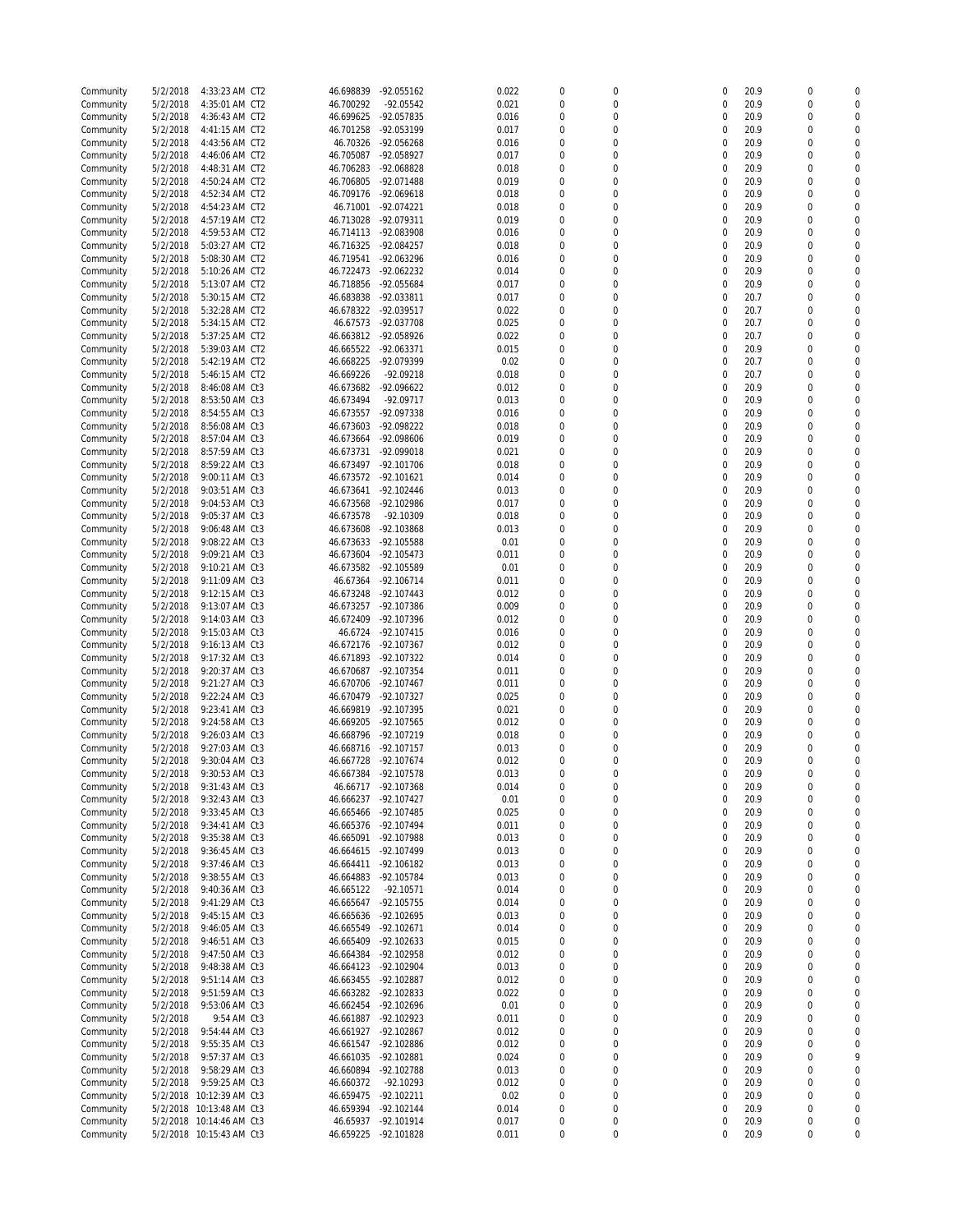| | | | | | | | | | | | | |
|---|---|---|---|---|---|---|---|---|---|---|---|---|
| Community | 5/2/2018 | 4:33:23 AM | CT2 | 46.698839 | -92.055162 | 0.022 | 0 | 0 | 0 | 20.9 | 0 | 0 |
| Community | 5/2/2018 | 4:35:01 AM | CT2 | 46.700292 | -92.05542 | 0.021 | 0 | 0 | 0 | 20.9 | 0 | 0 |
| Community | 5/2/2018 | 4:36:43 AM | CT2 | 46.699625 | -92.057835 | 0.016 | 0 | 0 | 0 | 20.9 | 0 | 0 |
| Community | 5/2/2018 | 4:41:15 AM | CT2 | 46.701258 | -92.053199 | 0.017 | 0 | 0 | 0 | 20.9 | 0 | 0 |
| Community | 5/2/2018 | 4:43:56 AM | CT2 | 46.70326 | -92.056268 | 0.016 | 0 | 0 | 0 | 20.9 | 0 | 0 |
| Community | 5/2/2018 | 4:46:06 AM | CT2 | 46.705087 | -92.058927 | 0.017 | 0 | 0 | 0 | 20.9 | 0 | 0 |
| Community | 5/2/2018 | 4:48:31 AM | CT2 | 46.706283 | -92.068828 | 0.018 | 0 | 0 | 0 | 20.9 | 0 | 0 |
| Community | 5/2/2018 | 4:50:24 AM | CT2 | 46.706805 | -92.071488 | 0.019 | 0 | 0 | 0 | 20.9 | 0 | 0 |
| Community | 5/2/2018 | 4:52:34 AM | CT2 | 46.709176 | -92.069618 | 0.018 | 0 | 0 | 0 | 20.9 | 0 | 0 |
| Community | 5/2/2018 | 4:54:23 AM | CT2 | 46.71001 | -92.074221 | 0.018 | 0 | 0 | 0 | 20.9 | 0 | 0 |
| Community | 5/2/2018 | 4:57:19 AM | CT2 | 46.713028 | -92.079311 | 0.019 | 0 | 0 | 0 | 20.9 | 0 | 0 |
| Community | 5/2/2018 | 4:59:53 AM | CT2 | 46.714113 | -92.083908 | 0.016 | 0 | 0 | 0 | 20.9 | 0 | 0 |
| Community | 5/2/2018 | 5:03:27 AM | CT2 | 46.716325 | -92.084257 | 0.018 | 0 | 0 | 0 | 20.9 | 0 | 0 |
| Community | 5/2/2018 | 5:08:30 AM | CT2 | 46.719541 | -92.063296 | 0.016 | 0 | 0 | 0 | 20.9 | 0 | 0 |
| Community | 5/2/2018 | 5:10:26 AM | CT2 | 46.722473 | -92.062232 | 0.014 | 0 | 0 | 0 | 20.9 | 0 | 0 |
| Community | 5/2/2018 | 5:13:07 AM | CT2 | 46.718856 | -92.055684 | 0.017 | 0 | 0 | 0 | 20.9 | 0 | 0 |
| Community | 5/2/2018 | 5:30:15 AM | CT2 | 46.683838 | -92.033811 | 0.017 | 0 | 0 | 0 | 20.7 | 0 | 0 |
| Community | 5/2/2018 | 5:32:28 AM | CT2 | 46.678322 | -92.039517 | 0.022 | 0 | 0 | 0 | 20.7 | 0 | 0 |
| Community | 5/2/2018 | 5:34:15 AM | CT2 | 46.67573 | -92.037708 | 0.025 | 0 | 0 | 0 | 20.7 | 0 | 0 |
| Community | 5/2/2018 | 5:37:25 AM | CT2 | 46.663812 | -92.058926 | 0.022 | 0 | 0 | 0 | 20.7 | 0 | 0 |
| Community | 5/2/2018 | 5:39:03 AM | CT2 | 46.665522 | -92.063371 | 0.015 | 0 | 0 | 0 | 20.9 | 0 | 0 |
| Community | 5/2/2018 | 5:42:19 AM | CT2 | 46.668225 | -92.079399 | 0.02 | 0 | 0 | 0 | 20.7 | 0 | 0 |
| Community | 5/2/2018 | 5:46:15 AM | CT2 | 46.669226 | -92.09218 | 0.018 | 0 | 0 | 0 | 20.7 | 0 | 0 |
| Community | 5/2/2018 | 8:46:08 AM | Ct3 | 46.673682 | -92.096622 | 0.012 | 0 | 0 | 0 | 20.9 | 0 | 0 |
| Community | 5/2/2018 | 8:53:50 AM | Ct3 | 46.673494 | -92.09717 | 0.013 | 0 | 0 | 0 | 20.9 | 0 | 0 |
| Community | 5/2/2018 | 8:54:55 AM | Ct3 | 46.673557 | -92.097338 | 0.016 | 0 | 0 | 0 | 20.9 | 0 | 0 |
| Community | 5/2/2018 | 8:56:08 AM | Ct3 | 46.673603 | -92.098222 | 0.018 | 0 | 0 | 0 | 20.9 | 0 | 0 |
| Community | 5/2/2018 | 8:57:04 AM | Ct3 | 46.673664 | -92.098606 | 0.019 | 0 | 0 | 0 | 20.9 | 0 | 0 |
| Community | 5/2/2018 | 8:57:59 AM | Ct3 | 46.673731 | -92.099018 | 0.021 | 0 | 0 | 0 | 20.9 | 0 | 0 |
| Community | 5/2/2018 | 8:59:22 AM | Ct3 | 46.673497 | -92.101706 | 0.018 | 0 | 0 | 0 | 20.9 | 0 | 0 |
| Community | 5/2/2018 | 9:00:11 AM | Ct3 | 46.673572 | -92.101621 | 0.014 | 0 | 0 | 0 | 20.9 | 0 | 0 |
| Community | 5/2/2018 | 9:03:51 AM | Ct3 | 46.673641 | -92.102446 | 0.013 | 0 | 0 | 0 | 20.9 | 0 | 0 |
| Community | 5/2/2018 | 9:04:53 AM | Ct3 | 46.673568 | -92.102986 | 0.017 | 0 | 0 | 0 | 20.9 | 0 | 0 |
| Community | 5/2/2018 | 9:05:37 AM | Ct3 | 46.673578 | -92.10309 | 0.018 | 0 | 0 | 0 | 20.9 | 0 | 0 |
| Community | 5/2/2018 | 9:06:48 AM | Ct3 | 46.673608 | -92.103868 | 0.013 | 0 | 0 | 0 | 20.9 | 0 | 0 |
| Community | 5/2/2018 | 9:08:22 AM | Ct3 | 46.673633 | -92.105588 | 0.01 | 0 | 0 | 0 | 20.9 | 0 | 0 |
| Community | 5/2/2018 | 9:09:21 AM | Ct3 | 46.673604 | -92.105473 | 0.011 | 0 | 0 | 0 | 20.9 | 0 | 0 |
| Community | 5/2/2018 | 9:10:21 AM | Ct3 | 46.673582 | -92.105589 | 0.01 | 0 | 0 | 0 | 20.9 | 0 | 0 |
| Community | 5/2/2018 | 9:11:09 AM | Ct3 | 46.67364 | -92.106714 | 0.011 | 0 | 0 | 0 | 20.9 | 0 | 0 |
| Community | 5/2/2018 | 9:12:15 AM | Ct3 | 46.673248 | -92.107443 | 0.012 | 0 | 0 | 0 | 20.9 | 0 | 0 |
| Community | 5/2/2018 | 9:13:07 AM | Ct3 | 46.673257 | -92.107386 | 0.009 | 0 | 0 | 0 | 20.9 | 0 | 0 |
| Community | 5/2/2018 | 9:14:03 AM | Ct3 | 46.672409 | -92.107396 | 0.012 | 0 | 0 | 0 | 20.9 | 0 | 0 |
| Community | 5/2/2018 | 9:15:03 AM | Ct3 | 46.6724 | -92.107415 | 0.016 | 0 | 0 | 0 | 20.9 | 0 | 0 |
| Community | 5/2/2018 | 9:16:13 AM | Ct3 | 46.672176 | -92.107367 | 0.012 | 0 | 0 | 0 | 20.9 | 0 | 0 |
| Community | 5/2/2018 | 9:17:32 AM | Ct3 | 46.671893 | -92.107322 | 0.014 | 0 | 0 | 0 | 20.9 | 0 | 0 |
| Community | 5/2/2018 | 9:20:37 AM | Ct3 | 46.670687 | -92.107354 | 0.011 | 0 | 0 | 0 | 20.9 | 0 | 0 |
| Community | 5/2/2018 | 9:21:27 AM | Ct3 | 46.670706 | -92.107467 | 0.011 | 0 | 0 | 0 | 20.9 | 0 | 0 |
| Community | 5/2/2018 | 9:22:24 AM | Ct3 | 46.670479 | -92.107327 | 0.025 | 0 | 0 | 0 | 20.9 | 0 | 0 |
| Community | 5/2/2018 | 9:23:41 AM | Ct3 | 46.669819 | -92.107395 | 0.021 | 0 | 0 | 0 | 20.9 | 0 | 0 |
| Community | 5/2/2018 | 9:24:58 AM | Ct3 | 46.669205 | -92.107565 | 0.012 | 0 | 0 | 0 | 20.9 | 0 | 0 |
| Community | 5/2/2018 | 9:26:03 AM | Ct3 | 46.668796 | -92.107219 | 0.018 | 0 | 0 | 0 | 20.9 | 0 | 0 |
| Community | 5/2/2018 | 9:27:03 AM | Ct3 | 46.668716 | -92.107157 | 0.013 | 0 | 0 | 0 | 20.9 | 0 | 0 |
| Community | 5/2/2018 | 9:30:04 AM | Ct3 | 46.667728 | -92.107674 | 0.012 | 0 | 0 | 0 | 20.9 | 0 | 0 |
| Community | 5/2/2018 | 9:30:53 AM | Ct3 | 46.667384 | -92.107578 | 0.013 | 0 | 0 | 0 | 20.9 | 0 | 0 |
| Community | 5/2/2018 | 9:31:43 AM | Ct3 | 46.66717 | -92.107368 | 0.014 | 0 | 0 | 0 | 20.9 | 0 | 0 |
| Community | 5/2/2018 | 9:32:43 AM | Ct3 | 46.666237 | -92.107427 | 0.01 | 0 | 0 | 0 | 20.9 | 0 | 0 |
| Community | 5/2/2018 | 9:33:45 AM | Ct3 | 46.665466 | -92.107485 | 0.025 | 0 | 0 | 0 | 20.9 | 0 | 0 |
| Community | 5/2/2018 | 9:34:41 AM | Ct3 | 46.665376 | -92.107494 | 0.011 | 0 | 0 | 0 | 20.9 | 0 | 0 |
| Community | 5/2/2018 | 9:35:38 AM | Ct3 | 46.665091 | -92.107988 | 0.013 | 0 | 0 | 0 | 20.9 | 0 | 0 |
| Community | 5/2/2018 | 9:36:45 AM | Ct3 | 46.664615 | -92.107499 | 0.013 | 0 | 0 | 0 | 20.9 | 0 | 0 |
| Community | 5/2/2018 | 9:37:46 AM | Ct3 | 46.664411 | -92.106182 | 0.013 | 0 | 0 | 0 | 20.9 | 0 | 0 |
| Community | 5/2/2018 | 9:38:55 AM | Ct3 | 46.664883 | -92.105784 | 0.013 | 0 | 0 | 0 | 20.9 | 0 | 0 |
| Community | 5/2/2018 | 9:40:36 AM | Ct3 | 46.665122 | -92.10571 | 0.014 | 0 | 0 | 0 | 20.9 | 0 | 0 |
| Community | 5/2/2018 | 9:41:29 AM | Ct3 | 46.665647 | -92.105755 | 0.014 | 0 | 0 | 0 | 20.9 | 0 | 0 |
| Community | 5/2/2018 | 9:45:15 AM | Ct3 | 46.665636 | -92.102695 | 0.013 | 0 | 0 | 0 | 20.9 | 0 | 0 |
| Community | 5/2/2018 | 9:46:05 AM | Ct3 | 46.665549 | -92.102671 | 0.014 | 0 | 0 | 0 | 20.9 | 0 | 0 |
| Community | 5/2/2018 | 9:46:51 AM | Ct3 | 46.665409 | -92.102633 | 0.015 | 0 | 0 | 0 | 20.9 | 0 | 0 |
| Community | 5/2/2018 | 9:47:50 AM | Ct3 | 46.664384 | -92.102958 | 0.012 | 0 | 0 | 0 | 20.9 | 0 | 0 |
| Community | 5/2/2018 | 9:48:38 AM | Ct3 | 46.664123 | -92.102904 | 0.013 | 0 | 0 | 0 | 20.9 | 0 | 0 |
| Community | 5/2/2018 | 9:51:14 AM | Ct3 | 46.663455 | -92.102887 | 0.012 | 0 | 0 | 0 | 20.9 | 0 | 0 |
| Community | 5/2/2018 | 9:51:59 AM | Ct3 | 46.663282 | -92.102833 | 0.022 | 0 | 0 | 0 | 20.9 | 0 | 0 |
| Community | 5/2/2018 | 9:53:06 AM | Ct3 | 46.662454 | -92.102696 | 0.01 | 0 | 0 | 0 | 20.9 | 0 | 0 |
| Community | 5/2/2018 | 9:54 AM | Ct3 | 46.661887 | -92.102923 | 0.011 | 0 | 0 | 0 | 20.9 | 0 | 0 |
| Community | 5/2/2018 | 9:54:44 AM | Ct3 | 46.661927 | -92.102867 | 0.012 | 0 | 0 | 0 | 20.9 | 0 | 0 |
| Community | 5/2/2018 | 9:55:35 AM | Ct3 | 46.661547 | -92.102886 | 0.012 | 0 | 0 | 0 | 20.9 | 0 | 0 |
| Community | 5/2/2018 | 9:57:37 AM | Ct3 | 46.661035 | -92.102881 | 0.024 | 0 | 0 | 0 | 20.9 | 0 | 9 |
| Community | 5/2/2018 | 9:58:29 AM | Ct3 | 46.660894 | -92.102788 | 0.013 | 0 | 0 | 0 | 20.9 | 0 | 0 |
| Community | 5/2/2018 | 9:59:25 AM | Ct3 | 46.660372 | -92.10293 | 0.012 | 0 | 0 | 0 | 20.9 | 0 | 0 |
| Community | 5/2/2018 | 10:12:39 AM | Ct3 | 46.659475 | -92.102211 | 0.02 | 0 | 0 | 0 | 20.9 | 0 | 0 |
| Community | 5/2/2018 | 10:13:48 AM | Ct3 | 46.659394 | -92.102144 | 0.014 | 0 | 0 | 0 | 20.9 | 0 | 0 |
| Community | 5/2/2018 | 10:14:46 AM | Ct3 | 46.65937 | -92.101914 | 0.017 | 0 | 0 | 0 | 20.9 | 0 | 0 |
| Community | 5/2/2018 | 10:15:43 AM | Ct3 | 46.659225 | -92.101828 | 0.011 | 0 | 0 | 0 | 20.9 | 0 | 0 |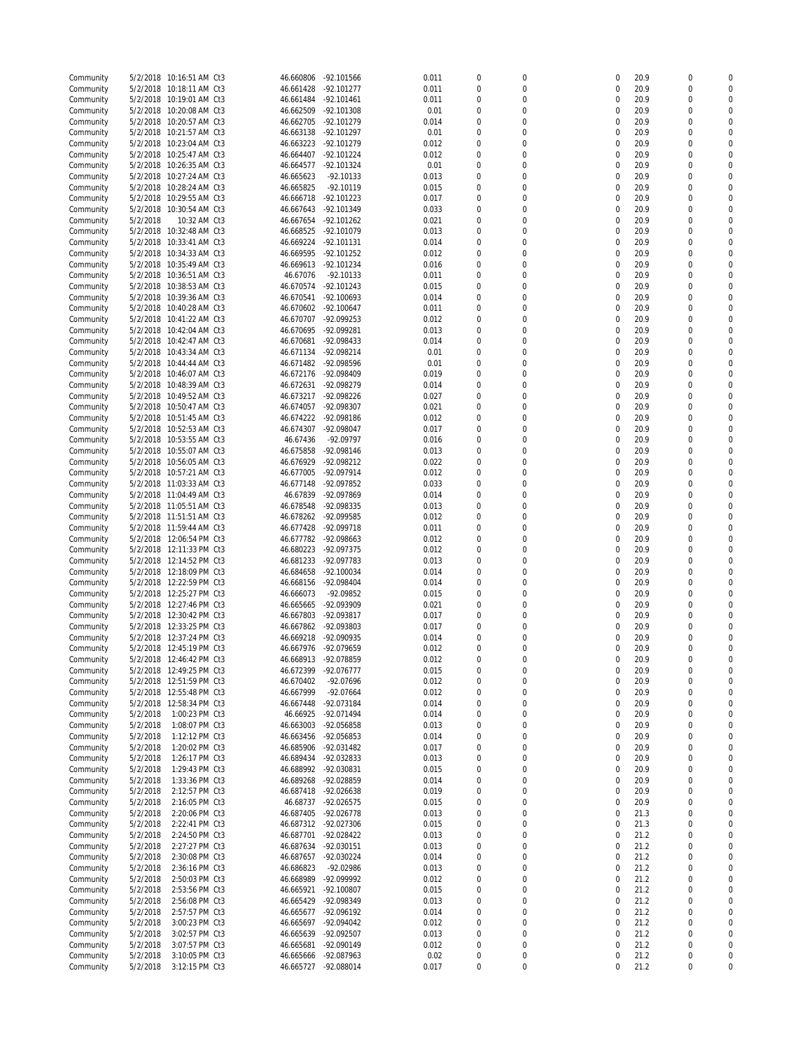| | | | | | | | | | | | | |
|---|---|---|---|---|---|---|---|---|---|---|---|---|
| Community | 5/2/2018 | 10:16:51 AM | Ct3 | 46.660806 | -92.101566 | 0.011 | 0 | 0 | 0 | 20.9 | 0 | 0 |
| Community | 5/2/2018 | 10:18:11 AM | Ct3 | 46.661428 | -92.101277 | 0.011 | 0 | 0 | 0 | 20.9 | 0 | 0 |
| Community | 5/2/2018 | 10:19:01 AM | Ct3 | 46.661484 | -92.101461 | 0.011 | 0 | 0 | 0 | 20.9 | 0 | 0 |
| Community | 5/2/2018 | 10:20:08 AM | Ct3 | 46.662509 | -92.101308 | 0.01 | 0 | 0 | 0 | 20.9 | 0 | 0 |
| Community | 5/2/2018 | 10:20:57 AM | Ct3 | 46.662705 | -92.101279 | 0.014 | 0 | 0 | 0 | 20.9 | 0 | 0 |
| Community | 5/2/2018 | 10:21:57 AM | Ct3 | 46.663138 | -92.101297 | 0.01 | 0 | 0 | 0 | 20.9 | 0 | 0 |
| Community | 5/2/2018 | 10:23:04 AM | Ct3 | 46.663223 | -92.101279 | 0.012 | 0 | 0 | 0 | 20.9 | 0 | 0 |
| Community | 5/2/2018 | 10:25:47 AM | Ct3 | 46.664407 | -92.101224 | 0.012 | 0 | 0 | 0 | 20.9 | 0 | 0 |
| Community | 5/2/2018 | 10:26:35 AM | Ct3 | 46.664577 | -92.101324 | 0.01 | 0 | 0 | 0 | 20.9 | 0 | 0 |
| Community | 5/2/2018 | 10:27:24 AM | Ct3 | 46.665623 | -92.10133 | 0.013 | 0 | 0 | 0 | 20.9 | 0 | 0 |
| Community | 5/2/2018 | 10:28:24 AM | Ct3 | 46.665825 | -92.10119 | 0.015 | 0 | 0 | 0 | 20.9 | 0 | 0 |
| Community | 5/2/2018 | 10:29:55 AM | Ct3 | 46.666718 | -92.101223 | 0.017 | 0 | 0 | 0 | 20.9 | 0 | 0 |
| Community | 5/2/2018 | 10:30:54 AM | Ct3 | 46.667643 | -92.101349 | 0.033 | 0 | 0 | 0 | 20.9 | 0 | 0 |
| Community | 5/2/2018 | 10:32 AM | Ct3 | 46.667654 | -92.101262 | 0.021 | 0 | 0 | 0 | 20.9 | 0 | 0 |
| Community | 5/2/2018 | 10:32:48 AM | Ct3 | 46.668525 | -92.101079 | 0.013 | 0 | 0 | 0 | 20.9 | 0 | 0 |
| Community | 5/2/2018 | 10:33:41 AM | Ct3 | 46.669224 | -92.101131 | 0.014 | 0 | 0 | 0 | 20.9 | 0 | 0 |
| Community | 5/2/2018 | 10:34:33 AM | Ct3 | 46.669595 | -92.101252 | 0.012 | 0 | 0 | 0 | 20.9 | 0 | 0 |
| Community | 5/2/2018 | 10:35:49 AM | Ct3 | 46.669613 | -92.101234 | 0.016 | 0 | 0 | 0 | 20.9 | 0 | 0 |
| Community | 5/2/2018 | 10:36:51 AM | Ct3 | 46.67076 | -92.10133 | 0.011 | 0 | 0 | 0 | 20.9 | 0 | 0 |
| Community | 5/2/2018 | 10:38:53 AM | Ct3 | 46.670574 | -92.101243 | 0.015 | 0 | 0 | 0 | 20.9 | 0 | 0 |
| Community | 5/2/2018 | 10:39:36 AM | Ct3 | 46.670541 | -92.100693 | 0.014 | 0 | 0 | 0 | 20.9 | 0 | 0 |
| Community | 5/2/2018 | 10:40:28 AM | Ct3 | 46.670602 | -92.100647 | 0.011 | 0 | 0 | 0 | 20.9 | 0 | 0 |
| Community | 5/2/2018 | 10:41:22 AM | Ct3 | 46.670707 | -92.099253 | 0.012 | 0 | 0 | 0 | 20.9 | 0 | 0 |
| Community | 5/2/2018 | 10:42:04 AM | Ct3 | 46.670695 | -92.099281 | 0.013 | 0 | 0 | 0 | 20.9 | 0 | 0 |
| Community | 5/2/2018 | 10:42:47 AM | Ct3 | 46.670681 | -92.098433 | 0.014 | 0 | 0 | 0 | 20.9 | 0 | 0 |
| Community | 5/2/2018 | 10:43:34 AM | Ct3 | 46.671134 | -92.098214 | 0.01 | 0 | 0 | 0 | 20.9 | 0 | 0 |
| Community | 5/2/2018 | 10:44:44 AM | Ct3 | 46.671482 | -92.098596 | 0.01 | 0 | 0 | 0 | 20.9 | 0 | 0 |
| Community | 5/2/2018 | 10:46:07 AM | Ct3 | 46.672176 | -92.098409 | 0.019 | 0 | 0 | 0 | 20.9 | 0 | 0 |
| Community | 5/2/2018 | 10:48:39 AM | Ct3 | 46.672631 | -92.098279 | 0.014 | 0 | 0 | 0 | 20.9 | 0 | 0 |
| Community | 5/2/2018 | 10:49:52 AM | Ct3 | 46.673217 | -92.098226 | 0.027 | 0 | 0 | 0 | 20.9 | 0 | 0 |
| Community | 5/2/2018 | 10:50:47 AM | Ct3 | 46.674057 | -92.098307 | 0.021 | 0 | 0 | 0 | 20.9 | 0 | 0 |
| Community | 5/2/2018 | 10:51:45 AM | Ct3 | 46.674222 | -92.098186 | 0.012 | 0 | 0 | 0 | 20.9 | 0 | 0 |
| Community | 5/2/2018 | 10:52:53 AM | Ct3 | 46.674307 | -92.098047 | 0.017 | 0 | 0 | 0 | 20.9 | 0 | 0 |
| Community | 5/2/2018 | 10:53:55 AM | Ct3 | 46.67436 | -92.09797 | 0.016 | 0 | 0 | 0 | 20.9 | 0 | 0 |
| Community | 5/2/2018 | 10:55:07 AM | Ct3 | 46.675858 | -92.098146 | 0.013 | 0 | 0 | 0 | 20.9 | 0 | 0 |
| Community | 5/2/2018 | 10:56:05 AM | Ct3 | 46.676929 | -92.098212 | 0.022 | 0 | 0 | 0 | 20.9 | 0 | 0 |
| Community | 5/2/2018 | 10:57:21 AM | Ct3 | 46.677005 | -92.097914 | 0.012 | 0 | 0 | 0 | 20.9 | 0 | 0 |
| Community | 5/2/2018 | 11:03:33 AM | Ct3 | 46.677148 | -92.097852 | 0.033 | 0 | 0 | 0 | 20.9 | 0 | 0 |
| Community | 5/2/2018 | 11:04:49 AM | Ct3 | 46.67839 | -92.097869 | 0.014 | 0 | 0 | 0 | 20.9 | 0 | 0 |
| Community | 5/2/2018 | 11:05:51 AM | Ct3 | 46.678548 | -92.098335 | 0.013 | 0 | 0 | 0 | 20.9 | 0 | 0 |
| Community | 5/2/2018 | 11:51:51 AM | Ct3 | 46.678262 | -92.099585 | 0.012 | 0 | 0 | 0 | 20.9 | 0 | 0 |
| Community | 5/2/2018 | 11:59:44 AM | Ct3 | 46.677428 | -92.099718 | 0.011 | 0 | 0 | 0 | 20.9 | 0 | 0 |
| Community | 5/2/2018 | 12:06:54 PM | Ct3 | 46.677782 | -92.098663 | 0.012 | 0 | 0 | 0 | 20.9 | 0 | 0 |
| Community | 5/2/2018 | 12:11:33 PM | Ct3 | 46.680223 | -92.097375 | 0.012 | 0 | 0 | 0 | 20.9 | 0 | 0 |
| Community | 5/2/2018 | 12:14:52 PM | Ct3 | 46.681233 | -92.097783 | 0.013 | 0 | 0 | 0 | 20.9 | 0 | 0 |
| Community | 5/2/2018 | 12:18:09 PM | Ct3 | 46.684658 | -92.100034 | 0.014 | 0 | 0 | 0 | 20.9 | 0 | 0 |
| Community | 5/2/2018 | 12:22:59 PM | Ct3 | 46.668156 | -92.098404 | 0.014 | 0 | 0 | 0 | 20.9 | 0 | 0 |
| Community | 5/2/2018 | 12:25:27 PM | Ct3 | 46.666073 | -92.09852 | 0.015 | 0 | 0 | 0 | 20.9 | 0 | 0 |
| Community | 5/2/2018 | 12:27:46 PM | Ct3 | 46.665665 | -92.093909 | 0.021 | 0 | 0 | 0 | 20.9 | 0 | 0 |
| Community | 5/2/2018 | 12:30:42 PM | Ct3 | 46.667803 | -92.093817 | 0.017 | 0 | 0 | 0 | 20.9 | 0 | 0 |
| Community | 5/2/2018 | 12:33:25 PM | Ct3 | 46.667862 | -92.093803 | 0.017 | 0 | 0 | 0 | 20.9 | 0 | 0 |
| Community | 5/2/2018 | 12:37:24 PM | Ct3 | 46.669218 | -92.090935 | 0.014 | 0 | 0 | 0 | 20.9 | 0 | 0 |
| Community | 5/2/2018 | 12:45:19 PM | Ct3 | 46.667976 | -92.079659 | 0.012 | 0 | 0 | 0 | 20.9 | 0 | 0 |
| Community | 5/2/2018 | 12:46:42 PM | Ct3 | 46.668913 | -92.078859 | 0.012 | 0 | 0 | 0 | 20.9 | 0 | 0 |
| Community | 5/2/2018 | 12:49:25 PM | Ct3 | 46.672399 | -92.076777 | 0.015 | 0 | 0 | 0 | 20.9 | 0 | 0 |
| Community | 5/2/2018 | 12:51:59 PM | Ct3 | 46.670402 | -92.07696 | 0.012 | 0 | 0 | 0 | 20.9 | 0 | 0 |
| Community | 5/2/2018 | 12:55:48 PM | Ct3 | 46.667999 | -92.07664 | 0.012 | 0 | 0 | 0 | 20.9 | 0 | 0 |
| Community | 5/2/2018 | 12:58:34 PM | Ct3 | 46.667448 | -92.073184 | 0.014 | 0 | 0 | 0 | 20.9 | 0 | 0 |
| Community | 5/2/2018 | 1:00:23 PM | Ct3 | 46.66925 | -92.071494 | 0.014 | 0 | 0 | 0 | 20.9 | 0 | 0 |
| Community | 5/2/2018 | 1:08:07 PM | Ct3 | 46.663003 | -92.056858 | 0.013 | 0 | 0 | 0 | 20.9 | 0 | 0 |
| Community | 5/2/2018 | 1:12:12 PM | Ct3 | 46.663456 | -92.056853 | 0.014 | 0 | 0 | 0 | 20.9 | 0 | 0 |
| Community | 5/2/2018 | 1:20:02 PM | Ct3 | 46.685906 | -92.031482 | 0.017 | 0 | 0 | 0 | 20.9 | 0 | 0 |
| Community | 5/2/2018 | 1:26:17 PM | Ct3 | 46.689434 | -92.032833 | 0.013 | 0 | 0 | 0 | 20.9 | 0 | 0 |
| Community | 5/2/2018 | 1:29:43 PM | Ct3 | 46.688992 | -92.030831 | 0.015 | 0 | 0 | 0 | 20.9 | 0 | 0 |
| Community | 5/2/2018 | 1:33:36 PM | Ct3 | 46.689268 | -92.028859 | 0.014 | 0 | 0 | 0 | 20.9 | 0 | 0 |
| Community | 5/2/2018 | 2:12:57 PM | Ct3 | 46.687418 | -92.026638 | 0.019 | 0 | 0 | 0 | 20.9 | 0 | 0 |
| Community | 5/2/2018 | 2:16:05 PM | Ct3 | 46.68737 | -92.026575 | 0.015 | 0 | 0 | 0 | 20.9 | 0 | 0 |
| Community | 5/2/2018 | 2:20:06 PM | Ct3 | 46.687405 | -92.026778 | 0.013 | 0 | 0 | 0 | 21.3 | 0 | 0 |
| Community | 5/2/2018 | 2:22:41 PM | Ct3 | 46.687312 | -92.027306 | 0.015 | 0 | 0 | 0 | 21.3 | 0 | 0 |
| Community | 5/2/2018 | 2:24:50 PM | Ct3 | 46.687701 | -92.028422 | 0.013 | 0 | 0 | 0 | 21.2 | 0 | 0 |
| Community | 5/2/2018 | 2:27:27 PM | Ct3 | 46.687634 | -92.030151 | 0.013 | 0 | 0 | 0 | 21.2 | 0 | 0 |
| Community | 5/2/2018 | 2:30:08 PM | Ct3 | 46.687657 | -92.030224 | 0.014 | 0 | 0 | 0 | 21.2 | 0 | 0 |
| Community | 5/2/2018 | 2:36:16 PM | Ct3 | 46.686823 | -92.02986 | 0.013 | 0 | 0 | 0 | 21.2 | 0 | 0 |
| Community | 5/2/2018 | 2:50:03 PM | Ct3 | 46.668989 | -92.099992 | 0.012 | 0 | 0 | 0 | 21.2 | 0 | 0 |
| Community | 5/2/2018 | 2:53:56 PM | Ct3 | 46.665921 | -92.100807 | 0.015 | 0 | 0 | 0 | 21.2 | 0 | 0 |
| Community | 5/2/2018 | 2:56:08 PM | Ct3 | 46.665429 | -92.098349 | 0.013 | 0 | 0 | 0 | 21.2 | 0 | 0 |
| Community | 5/2/2018 | 2:57:57 PM | Ct3 | 46.665677 | -92.096192 | 0.014 | 0 | 0 | 0 | 21.2 | 0 | 0 |
| Community | 5/2/2018 | 3:00:23 PM | Ct3 | 46.665697 | -92.094042 | 0.012 | 0 | 0 | 0 | 21.2 | 0 | 0 |
| Community | 5/2/2018 | 3:02:57 PM | Ct3 | 46.665639 | -92.092507 | 0.013 | 0 | 0 | 0 | 21.2 | 0 | 0 |
| Community | 5/2/2018 | 3:07:57 PM | Ct3 | 46.665681 | -92.090149 | 0.012 | 0 | 0 | 0 | 21.2 | 0 | 0 |
| Community | 5/2/2018 | 3:10:05 PM | Ct3 | 46.665666 | -92.087963 | 0.02 | 0 | 0 | 0 | 21.2 | 0 | 0 |
| Community | 5/2/2018 | 3:12:15 PM | Ct3 | 46.665727 | -92.088014 | 0.017 | 0 | 0 | 0 | 21.2 | 0 | 0 |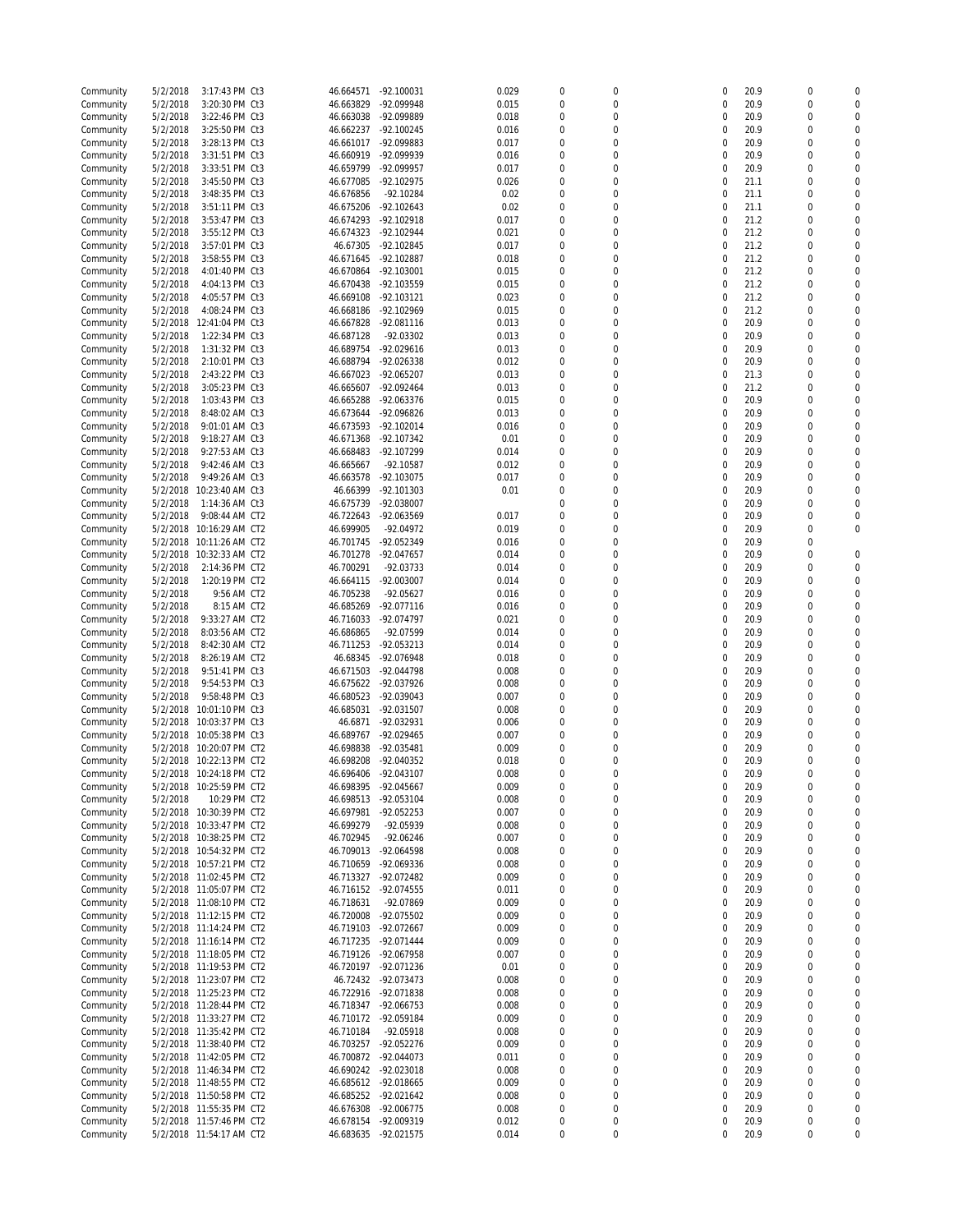| | | | | | | | | | | | | |
|---|---|---|---|---|---|---|---|---|---|---|---|---|
| Community | 5/2/2018 | 3:17:43 PM | Ct3 | 46.664571 | -92.100031 | 0.029 | 0 | 0 | 0 | 20.9 | 0 | 0 |
| Community | 5/2/2018 | 3:20:30 PM | Ct3 | 46.663829 | -92.099948 | 0.015 | 0 | 0 | 0 | 20.9 | 0 | 0 |
| Community | 5/2/2018 | 3:22:46 PM | Ct3 | 46.663038 | -92.099889 | 0.018 | 0 | 0 | 0 | 20.9 | 0 | 0 |
| Community | 5/2/2018 | 3:25:50 PM | Ct3 | 46.662237 | -92.100245 | 0.016 | 0 | 0 | 0 | 20.9 | 0 | 0 |
| Community | 5/2/2018 | 3:28:13 PM | Ct3 | 46.661017 | -92.099883 | 0.017 | 0 | 0 | 0 | 20.9 | 0 | 0 |
| Community | 5/2/2018 | 3:31:51 PM | Ct3 | 46.660919 | -92.099939 | 0.016 | 0 | 0 | 0 | 20.9 | 0 | 0 |
| Community | 5/2/2018 | 3:33:51 PM | Ct3 | 46.659799 | -92.099957 | 0.017 | 0 | 0 | 0 | 20.9 | 0 | 0 |
| Community | 5/2/2018 | 3:45:50 PM | Ct3 | 46.677085 | -92.102975 | 0.026 | 0 | 0 | 0 | 21.1 | 0 | 0 |
| Community | 5/2/2018 | 3:48:35 PM | Ct3 | 46.676856 | -92.10284 | 0.02 | 0 | 0 | 0 | 21.1 | 0 | 0 |
| Community | 5/2/2018 | 3:51:11 PM | Ct3 | 46.675206 | -92.102643 | 0.02 | 0 | 0 | 0 | 21.1 | 0 | 0 |
| Community | 5/2/2018 | 3:53:47 PM | Ct3 | 46.674293 | -92.102918 | 0.017 | 0 | 0 | 0 | 21.2 | 0 | 0 |
| Community | 5/2/2018 | 3:55:12 PM | Ct3 | 46.674323 | -92.102944 | 0.021 | 0 | 0 | 0 | 21.2 | 0 | 0 |
| Community | 5/2/2018 | 3:57:01 PM | Ct3 | 46.67305 | -92.102845 | 0.017 | 0 | 0 | 0 | 21.2 | 0 | 0 |
| Community | 5/2/2018 | 3:58:55 PM | Ct3 | 46.671645 | -92.102887 | 0.018 | 0 | 0 | 0 | 21.2 | 0 | 0 |
| Community | 5/2/2018 | 4:01:40 PM | Ct3 | 46.670864 | -92.103001 | 0.015 | 0 | 0 | 0 | 21.2 | 0 | 0 |
| Community | 5/2/2018 | 4:04:13 PM | Ct3 | 46.670438 | -92.103559 | 0.015 | 0 | 0 | 0 | 21.2 | 0 | 0 |
| Community | 5/2/2018 | 4:05:57 PM | Ct3 | 46.669108 | -92.103121 | 0.023 | 0 | 0 | 0 | 21.2 | 0 | 0 |
| Community | 5/2/2018 | 4:08:24 PM | Ct3 | 46.668186 | -92.102969 | 0.015 | 0 | 0 | 0 | 21.2 | 0 | 0 |
| Community | 5/2/2018 | 12:41:04 PM | Ct3 | 46.667828 | -92.081116 | 0.013 | 0 | 0 | 0 | 20.9 | 0 | 0 |
| Community | 5/2/2018 | 1:22:34 PM | Ct3 | 46.687128 | -92.03302 | 0.013 | 0 | 0 | 0 | 20.9 | 0 | 0 |
| Community | 5/2/2018 | 1:31:32 PM | Ct3 | 46.689754 | -92.029616 | 0.013 | 0 | 0 | 0 | 20.9 | 0 | 0 |
| Community | 5/2/2018 | 2:10:01 PM | Ct3 | 46.688794 | -92.026338 | 0.012 | 0 | 0 | 0 | 20.9 | 0 | 0 |
| Community | 5/2/2018 | 2:43:22 PM | Ct3 | 46.667023 | -92.065207 | 0.013 | 0 | 0 | 0 | 21.3 | 0 | 0 |
| Community | 5/2/2018 | 3:05:23 PM | Ct3 | 46.665607 | -92.092464 | 0.013 | 0 | 0 | 0 | 21.2 | 0 | 0 |
| Community | 5/2/2018 | 1:03:43 PM | Ct3 | 46.665288 | -92.063376 | 0.015 | 0 | 0 | 0 | 20.9 | 0 | 0 |
| Community | 5/2/2018 | 8:48:02 AM | Ct3 | 46.673644 | -92.096826 | 0.013 | 0 | 0 | 0 | 20.9 | 0 | 0 |
| Community | 5/2/2018 | 9:01:01 AM | Ct3 | 46.673593 | -92.102014 | 0.016 | 0 | 0 | 0 | 20.9 | 0 | 0 |
| Community | 5/2/2018 | 9:18:27 AM | Ct3 | 46.671368 | -92.107342 | 0.01 | 0 | 0 | 0 | 20.9 | 0 | 0 |
| Community | 5/2/2018 | 9:27:53 AM | Ct3 | 46.668483 | -92.107299 | 0.014 | 0 | 0 | 0 | 20.9 | 0 | 0 |
| Community | 5/2/2018 | 9:42:46 AM | Ct3 | 46.665667 | -92.10587 | 0.012 | 0 | 0 | 0 | 20.9 | 0 | 0 |
| Community | 5/2/2018 | 9:49:26 AM | Ct3 | 46.663578 | -92.103075 | 0.017 | 0 | 0 | 0 | 20.9 | 0 | 0 |
| Community | 5/2/2018 | 10:23:40 AM | Ct3 | 46.66399 | -92.101303 | 0.01 | 0 | 0 | 0 | 20.9 | 0 | 0 |
| Community | 5/2/2018 | 1:14:36 AM | Ct3 | 46.675739 | -92.038007 | | 0 | 0 | 0 | 20.9 | 0 | 0 |
| Community | 5/2/2018 | 9:08:44 AM | CT2 | 46.722643 | -92.063569 | 0.017 | 0 | 0 | 0 | 20.9 | 0 | 0 |
| Community | 5/2/2018 | 10:16:29 AM | CT2 | 46.699905 | -92.04972 | 0.019 | 0 | 0 | 0 | 20.9 | 0 | 0 |
| Community | 5/2/2018 | 10:11:26 AM | CT2 | 46.701745 | -92.052349 | 0.016 | 0 | 0 | 0 | 20.9 | 0 | |
| Community | 5/2/2018 | 10:32:33 AM | CT2 | 46.701278 | -92.047657 | 0.014 | 0 | 0 | 0 | 20.9 | 0 | 0 |
| Community | 5/2/2018 | 2:14:36 PM | CT2 | 46.700291 | -92.03733 | 0.014 | 0 | 0 | 0 | 20.9 | 0 | 0 |
| Community | 5/2/2018 | 1:20:19 PM | CT2 | 46.664115 | -92.003007 | 0.014 | 0 | 0 | 0 | 20.9 | 0 | 0 |
| Community | 5/2/2018 | 9:56 AM | CT2 | 46.705238 | -92.05627 | 0.016 | 0 | 0 | 0 | 20.9 | 0 | 0 |
| Community | 5/2/2018 | 8:15 AM | CT2 | 46.685269 | -92.077116 | 0.016 | 0 | 0 | 0 | 20.9 | 0 | 0 |
| Community | 5/2/2018 | 9:33:27 AM | CT2 | 46.716033 | -92.074797 | 0.021 | 0 | 0 | 0 | 20.9 | 0 | 0 |
| Community | 5/2/2018 | 8:03:56 AM | CT2 | 46.686865 | -92.07599 | 0.014 | 0 | 0 | 0 | 20.9 | 0 | 0 |
| Community | 5/2/2018 | 8:42:30 AM | CT2 | 46.711253 | -92.053213 | 0.014 | 0 | 0 | 0 | 20.9 | 0 | 0 |
| Community | 5/2/2018 | 8:26:19 AM | CT2 | 46.68345 | -92.076948 | 0.018 | 0 | 0 | 0 | 20.9 | 0 | 0 |
| Community | 5/2/2018 | 9:51:41 PM | Ct3 | 46.671503 | -92.044798 | 0.008 | 0 | 0 | 0 | 20.9 | 0 | 0 |
| Community | 5/2/2018 | 9:54:53 PM | Ct3 | 46.675622 | -92.037926 | 0.008 | 0 | 0 | 0 | 20.9 | 0 | 0 |
| Community | 5/2/2018 | 9:58:48 PM | Ct3 | 46.680523 | -92.039043 | 0.007 | 0 | 0 | 0 | 20.9 | 0 | 0 |
| Community | 5/2/2018 | 10:01:10 PM | Ct3 | 46.685031 | -92.031507 | 0.008 | 0 | 0 | 0 | 20.9 | 0 | 0 |
| Community | 5/2/2018 | 10:03:37 PM | Ct3 | 46.6871 | -92.032931 | 0.006 | 0 | 0 | 0 | 20.9 | 0 | 0 |
| Community | 5/2/2018 | 10:05:38 PM | Ct3 | 46.689767 | -92.029465 | 0.007 | 0 | 0 | 0 | 20.9 | 0 | 0 |
| Community | 5/2/2018 | 10:20:07 PM | CT2 | 46.698838 | -92.035481 | 0.009 | 0 | 0 | 0 | 20.9 | 0 | 0 |
| Community | 5/2/2018 | 10:22:13 PM | CT2 | 46.698208 | -92.040352 | 0.018 | 0 | 0 | 0 | 20.9 | 0 | 0 |
| Community | 5/2/2018 | 10:24:18 PM | CT2 | 46.696406 | -92.043107 | 0.008 | 0 | 0 | 0 | 20.9 | 0 | 0 |
| Community | 5/2/2018 | 10:25:59 PM | CT2 | 46.698395 | -92.045667 | 0.009 | 0 | 0 | 0 | 20.9 | 0 | 0 |
| Community | 5/2/2018 | 10:29 PM | CT2 | 46.698513 | -92.053104 | 0.008 | 0 | 0 | 0 | 20.9 | 0 | 0 |
| Community | 5/2/2018 | 10:30:39 PM | CT2 | 46.697981 | -92.052253 | 0.007 | 0 | 0 | 0 | 20.9 | 0 | 0 |
| Community | 5/2/2018 | 10:33:47 PM | CT2 | 46.699279 | -92.05939 | 0.008 | 0 | 0 | 0 | 20.9 | 0 | 0 |
| Community | 5/2/2018 | 10:38:25 PM | CT2 | 46.702945 | -92.06246 | 0.007 | 0 | 0 | 0 | 20.9 | 0 | 0 |
| Community | 5/2/2018 | 10:54:32 PM | CT2 | 46.709013 | -92.064598 | 0.008 | 0 | 0 | 0 | 20.9 | 0 | 0 |
| Community | 5/2/2018 | 10:57:21 PM | CT2 | 46.710659 | -92.069336 | 0.008 | 0 | 0 | 0 | 20.9 | 0 | 0 |
| Community | 5/2/2018 | 11:02:45 PM | CT2 | 46.713327 | -92.072482 | 0.009 | 0 | 0 | 0 | 20.9 | 0 | 0 |
| Community | 5/2/2018 | 11:05:07 PM | CT2 | 46.716152 | -92.074555 | 0.011 | 0 | 0 | 0 | 20.9 | 0 | 0 |
| Community | 5/2/2018 | 11:08:10 PM | CT2 | 46.718631 | -92.07869 | 0.009 | 0 | 0 | 0 | 20.9 | 0 | 0 |
| Community | 5/2/2018 | 11:12:15 PM | CT2 | 46.720008 | -92.075502 | 0.009 | 0 | 0 | 0 | 20.9 | 0 | 0 |
| Community | 5/2/2018 | 11:14:24 PM | CT2 | 46.719103 | -92.072667 | 0.009 | 0 | 0 | 0 | 20.9 | 0 | 0 |
| Community | 5/2/2018 | 11:16:14 PM | CT2 | 46.717235 | -92.071444 | 0.009 | 0 | 0 | 0 | 20.9 | 0 | 0 |
| Community | 5/2/2018 | 11:18:05 PM | CT2 | 46.719126 | -92.067958 | 0.007 | 0 | 0 | 0 | 20.9 | 0 | 0 |
| Community | 5/2/2018 | 11:19:53 PM | CT2 | 46.720197 | -92.071236 | 0.01 | 0 | 0 | 0 | 20.9 | 0 | 0 |
| Community | 5/2/2018 | 11:23:07 PM | CT2 | 46.72432 | -92.073473 | 0.008 | 0 | 0 | 0 | 20.9 | 0 | 0 |
| Community | 5/2/2018 | 11:25:23 PM | CT2 | 46.722916 | -92.071838 | 0.008 | 0 | 0 | 0 | 20.9 | 0 | 0 |
| Community | 5/2/2018 | 11:28:44 PM | CT2 | 46.718347 | -92.066753 | 0.008 | 0 | 0 | 0 | 20.9 | 0 | 0 |
| Community | 5/2/2018 | 11:33:27 PM | CT2 | 46.710172 | -92.059184 | 0.009 | 0 | 0 | 0 | 20.9 | 0 | 0 |
| Community | 5/2/2018 | 11:35:42 PM | CT2 | 46.710184 | -92.05918 | 0.008 | 0 | 0 | 0 | 20.9 | 0 | 0 |
| Community | 5/2/2018 | 11:38:40 PM | CT2 | 46.703257 | -92.052276 | 0.009 | 0 | 0 | 0 | 20.9 | 0 | 0 |
| Community | 5/2/2018 | 11:42:05 PM | CT2 | 46.700872 | -92.044073 | 0.011 | 0 | 0 | 0 | 20.9 | 0 | 0 |
| Community | 5/2/2018 | 11:46:34 PM | CT2 | 46.690242 | -92.023018 | 0.008 | 0 | 0 | 0 | 20.9 | 0 | 0 |
| Community | 5/2/2018 | 11:48:55 PM | CT2 | 46.685612 | -92.018665 | 0.009 | 0 | 0 | 0 | 20.9 | 0 | 0 |
| Community | 5/2/2018 | 11:50:58 PM | CT2 | 46.685252 | -92.021642 | 0.008 | 0 | 0 | 0 | 20.9 | 0 | 0 |
| Community | 5/2/2018 | 11:55:35 PM | CT2 | 46.676308 | -92.006775 | 0.008 | 0 | 0 | 0 | 20.9 | 0 | 0 |
| Community | 5/2/2018 | 11:57:46 PM | CT2 | 46.678154 | -92.009319 | 0.012 | 0 | 0 | 0 | 20.9 | 0 | 0 |
| Community | 5/2/2018 | 11:54:17 AM | CT2 | 46.683635 | -92.021575 | 0.014 | 0 | 0 | 0 | 20.9 | 0 | 0 |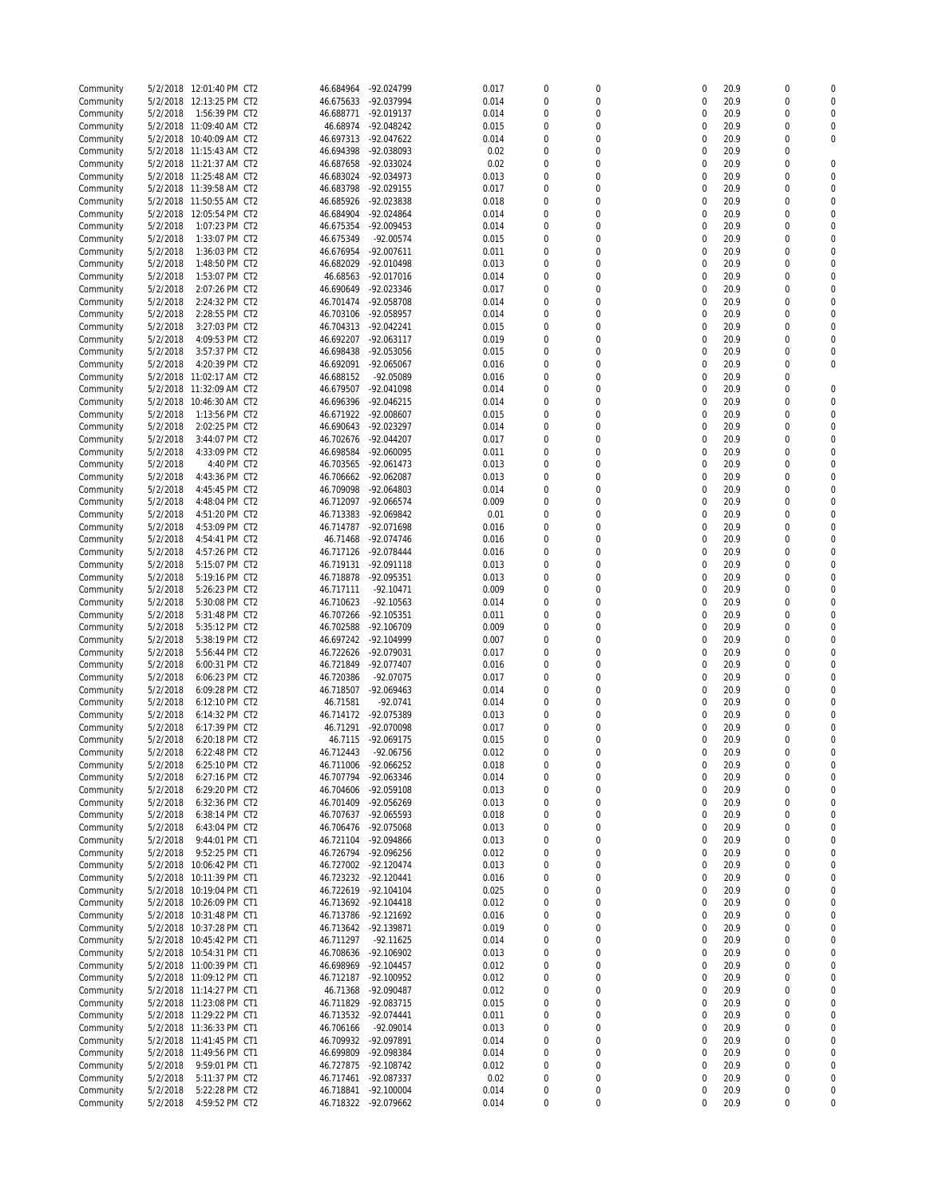| | | | | | | | | | | | | |
|---|---|---|---|---|---|---|---|---|---|---|---|---|
| Community | 5/2/2018 | 12:01:40 PM | CT2 | 46.684964 | -92.024799 | 0.017 | 0 | 0 | 0 | 20.9 | 0 | 0 |
| Community | 5/2/2018 | 12:13:25 PM | CT2 | 46.675633 | -92.037994 | 0.014 | 0 | 0 | 0 | 20.9 | 0 | 0 |
| Community | 5/2/2018 | 1:56:39 PM | CT2 | 46.688771 | -92.019137 | 0.014 | 0 | 0 | 0 | 20.9 | 0 | 0 |
| Community | 5/2/2018 | 11:09:40 AM | CT2 | 46.68974 | -92.048242 | 0.015 | 0 | 0 | 0 | 20.9 | 0 | 0 |
| Community | 5/2/2018 | 10:40:09 AM | CT2 | 46.697313 | -92.047622 | 0.014 | 0 | 0 | 0 | 20.9 | 0 | 0 |
| Community | 5/2/2018 | 11:15:43 AM | CT2 | 46.694398 | -92.038093 | 0.02 | 0 | 0 | 0 | 20.9 | 0 | |
| Community | 5/2/2018 | 11:21:37 AM | CT2 | 46.687658 | -92.033024 | 0.02 | 0 | 0 | 0 | 20.9 | 0 | 0 |
| Community | 5/2/2018 | 11:25:48 AM | CT2 | 46.683024 | -92.034973 | 0.013 | 0 | 0 | 0 | 20.9 | 0 | 0 |
| Community | 5/2/2018 | 11:39:58 AM | CT2 | 46.683798 | -92.029155 | 0.017 | 0 | 0 | 0 | 20.9 | 0 | 0 |
| Community | 5/2/2018 | 11:50:55 AM | CT2 | 46.685926 | -92.023838 | 0.018 | 0 | 0 | 0 | 20.9 | 0 | 0 |
| Community | 5/2/2018 | 12:05:54 PM | CT2 | 46.684904 | -92.024864 | 0.014 | 0 | 0 | 0 | 20.9 | 0 | 0 |
| Community | 5/2/2018 | 1:07:23 PM | CT2 | 46.675354 | -92.009453 | 0.014 | 0 | 0 | 0 | 20.9 | 0 | 0 |
| Community | 5/2/2018 | 1:33:07 PM | CT2 | 46.675349 | -92.00574 | 0.015 | 0 | 0 | 0 | 20.9 | 0 | 0 |
| Community | 5/2/2018 | 1:36:03 PM | CT2 | 46.676954 | -92.007611 | 0.011 | 0 | 0 | 0 | 20.9 | 0 | 0 |
| Community | 5/2/2018 | 1:48:50 PM | CT2 | 46.682029 | -92.010498 | 0.013 | 0 | 0 | 0 | 20.9 | 0 | 0 |
| Community | 5/2/2018 | 1:53:07 PM | CT2 | 46.68563 | -92.017016 | 0.014 | 0 | 0 | 0 | 20.9 | 0 | 0 |
| Community | 5/2/2018 | 2:07:26 PM | CT2 | 46.690649 | -92.023346 | 0.017 | 0 | 0 | 0 | 20.9 | 0 | 0 |
| Community | 5/2/2018 | 2:24:32 PM | CT2 | 46.701474 | -92.058708 | 0.014 | 0 | 0 | 0 | 20.9 | 0 | 0 |
| Community | 5/2/2018 | 2:28:55 PM | CT2 | 46.703106 | -92.058957 | 0.014 | 0 | 0 | 0 | 20.9 | 0 | 0 |
| Community | 5/2/2018 | 3:27:03 PM | CT2 | 46.704313 | -92.042241 | 0.015 | 0 | 0 | 0 | 20.9 | 0 | 0 |
| Community | 5/2/2018 | 4:09:53 PM | CT2 | 46.692207 | -92.063117 | 0.019 | 0 | 0 | 0 | 20.9 | 0 | 0 |
| Community | 5/2/2018 | 3:57:37 PM | CT2 | 46.698438 | -92.053056 | 0.015 | 0 | 0 | 0 | 20.9 | 0 | 0 |
| Community | 5/2/2018 | 4:20:39 PM | CT2 | 46.692091 | -92.065067 | 0.016 | 0 | 0 | 0 | 20.9 | 0 | 0 |
| Community | 5/2/2018 | 11:02:17 AM | CT2 | 46.688152 | -92.05089 | 0.016 | 0 | 0 | 0 | 20.9 | 0 | |
| Community | 5/2/2018 | 11:32:09 AM | CT2 | 46.679507 | -92.041098 | 0.014 | 0 | 0 | 0 | 20.9 | 0 | 0 |
| Community | 5/2/2018 | 10:46:30 AM | CT2 | 46.696396 | -92.046215 | 0.014 | 0 | 0 | 0 | 20.9 | 0 | 0 |
| Community | 5/2/2018 | 1:13:56 PM | CT2 | 46.671922 | -92.008607 | 0.015 | 0 | 0 | 0 | 20.9 | 0 | 0 |
| Community | 5/2/2018 | 2:02:25 PM | CT2 | 46.690643 | -92.023297 | 0.014 | 0 | 0 | 0 | 20.9 | 0 | 0 |
| Community | 5/2/2018 | 3:44:07 PM | CT2 | 46.702676 | -92.044207 | 0.017 | 0 | 0 | 0 | 20.9 | 0 | 0 |
| Community | 5/2/2018 | 4:33:09 PM | CT2 | 46.698584 | -92.060095 | 0.011 | 0 | 0 | 0 | 20.9 | 0 | 0 |
| Community | 5/2/2018 | 4:40 PM | CT2 | 46.703565 | -92.061473 | 0.013 | 0 | 0 | 0 | 20.9 | 0 | 0 |
| Community | 5/2/2018 | 4:43:36 PM | CT2 | 46.706662 | -92.062087 | 0.013 | 0 | 0 | 0 | 20.9 | 0 | 0 |
| Community | 5/2/2018 | 4:45:45 PM | CT2 | 46.709098 | -92.064803 | 0.014 | 0 | 0 | 0 | 20.9 | 0 | 0 |
| Community | 5/2/2018 | 4:48:04 PM | CT2 | 46.712097 | -92.066574 | 0.009 | 0 | 0 | 0 | 20.9 | 0 | 0 |
| Community | 5/2/2018 | 4:51:20 PM | CT2 | 46.713383 | -92.069842 | 0.01 | 0 | 0 | 0 | 20.9 | 0 | 0 |
| Community | 5/2/2018 | 4:53:09 PM | CT2 | 46.714787 | -92.071698 | 0.016 | 0 | 0 | 0 | 20.9 | 0 | 0 |
| Community | 5/2/2018 | 4:54:41 PM | CT2 | 46.71468 | -92.074746 | 0.016 | 0 | 0 | 0 | 20.9 | 0 | 0 |
| Community | 5/2/2018 | 4:57:26 PM | CT2 | 46.717126 | -92.078444 | 0.016 | 0 | 0 | 0 | 20.9 | 0 | 0 |
| Community | 5/2/2018 | 5:15:07 PM | CT2 | 46.719131 | -92.091118 | 0.013 | 0 | 0 | 0 | 20.9 | 0 | 0 |
| Community | 5/2/2018 | 5:19:16 PM | CT2 | 46.718878 | -92.095351 | 0.013 | 0 | 0 | 0 | 20.9 | 0 | 0 |
| Community | 5/2/2018 | 5:26:23 PM | CT2 | 46.717111 | -92.10471 | 0.009 | 0 | 0 | 0 | 20.9 | 0 | 0 |
| Community | 5/2/2018 | 5:30:08 PM | CT2 | 46.710623 | -92.10563 | 0.014 | 0 | 0 | 0 | 20.9 | 0 | 0 |
| Community | 5/2/2018 | 5:31:48 PM | CT2 | 46.707266 | -92.105351 | 0.011 | 0 | 0 | 0 | 20.9 | 0 | 0 |
| Community | 5/2/2018 | 5:35:12 PM | CT2 | 46.702588 | -92.106709 | 0.009 | 0 | 0 | 0 | 20.9 | 0 | 0 |
| Community | 5/2/2018 | 5:38:19 PM | CT2 | 46.697242 | -92.104999 | 0.007 | 0 | 0 | 0 | 20.9 | 0 | 0 |
| Community | 5/2/2018 | 5:56:44 PM | CT2 | 46.722626 | -92.079031 | 0.017 | 0 | 0 | 0 | 20.9 | 0 | 0 |
| Community | 5/2/2018 | 6:00:31 PM | CT2 | 46.721849 | -92.077407 | 0.016 | 0 | 0 | 0 | 20.9 | 0 | 0 |
| Community | 5/2/2018 | 6:06:23 PM | CT2 | 46.720386 | -92.07075 | 0.017 | 0 | 0 | 0 | 20.9 | 0 | 0 |
| Community | 5/2/2018 | 6:09:28 PM | CT2 | 46.718507 | -92.069463 | 0.014 | 0 | 0 | 0 | 20.9 | 0 | 0 |
| Community | 5/2/2018 | 6:12:10 PM | CT2 | 46.71581 | -92.0741 | 0.014 | 0 | 0 | 0 | 20.9 | 0 | 0 |
| Community | 5/2/2018 | 6:14:32 PM | CT2 | 46.714172 | -92.075389 | 0.013 | 0 | 0 | 0 | 20.9 | 0 | 0 |
| Community | 5/2/2018 | 6:17:39 PM | CT2 | 46.71291 | -92.070098 | 0.017 | 0 | 0 | 0 | 20.9 | 0 | 0 |
| Community | 5/2/2018 | 6:20:18 PM | CT2 | 46.7115 | -92.069175 | 0.015 | 0 | 0 | 0 | 20.9 | 0 | 0 |
| Community | 5/2/2018 | 6:22:48 PM | CT2 | 46.712443 | -92.06756 | 0.012 | 0 | 0 | 0 | 20.9 | 0 | 0 |
| Community | 5/2/2018 | 6:25:10 PM | CT2 | 46.711006 | -92.066252 | 0.018 | 0 | 0 | 0 | 20.9 | 0 | 0 |
| Community | 5/2/2018 | 6:27:16 PM | CT2 | 46.707794 | -92.063346 | 0.014 | 0 | 0 | 0 | 20.9 | 0 | 0 |
| Community | 5/2/2018 | 6:29:20 PM | CT2 | 46.704606 | -92.059108 | 0.013 | 0 | 0 | 0 | 20.9 | 0 | 0 |
| Community | 5/2/2018 | 6:32:36 PM | CT2 | 46.701409 | -92.056269 | 0.013 | 0 | 0 | 0 | 20.9 | 0 | 0 |
| Community | 5/2/2018 | 6:38:14 PM | CT2 | 46.707637 | -92.065593 | 0.018 | 0 | 0 | 0 | 20.9 | 0 | 0 |
| Community | 5/2/2018 | 6:43:04 PM | CT2 | 46.706476 | -92.075068 | 0.013 | 0 | 0 | 0 | 20.9 | 0 | 0 |
| Community | 5/2/2018 | 9:44:01 PM | CT1 | 46.721104 | -92.094866 | 0.013 | 0 | 0 | 0 | 20.9 | 0 | 0 |
| Community | 5/2/2018 | 9:52:25 PM | CT1 | 46.726794 | -92.096256 | 0.012 | 0 | 0 | 0 | 20.9 | 0 | 0 |
| Community | 5/2/2018 | 10:06:42 PM | CT1 | 46.727002 | -92.120474 | 0.013 | 0 | 0 | 0 | 20.9 | 0 | 0 |
| Community | 5/2/2018 | 10:11:39 PM | CT1 | 46.723232 | -92.120441 | 0.016 | 0 | 0 | 0 | 20.9 | 0 | 0 |
| Community | 5/2/2018 | 10:19:04 PM | CT1 | 46.722619 | -92.104104 | 0.025 | 0 | 0 | 0 | 20.9 | 0 | 0 |
| Community | 5/2/2018 | 10:26:09 PM | CT1 | 46.713692 | -92.104418 | 0.012 | 0 | 0 | 0 | 20.9 | 0 | 0 |
| Community | 5/2/2018 | 10:31:48 PM | CT1 | 46.713786 | -92.121692 | 0.016 | 0 | 0 | 0 | 20.9 | 0 | 0 |
| Community | 5/2/2018 | 10:37:28 PM | CT1 | 46.713642 | -92.139871 | 0.019 | 0 | 0 | 0 | 20.9 | 0 | 0 |
| Community | 5/2/2018 | 10:45:42 PM | CT1 | 46.711297 | -92.11625 | 0.014 | 0 | 0 | 0 | 20.9 | 0 | 0 |
| Community | 5/2/2018 | 10:54:31 PM | CT1 | 46.708636 | -92.106902 | 0.013 | 0 | 0 | 0 | 20.9 | 0 | 0 |
| Community | 5/2/2018 | 11:00:39 PM | CT1 | 46.698969 | -92.104457 | 0.012 | 0 | 0 | 0 | 20.9 | 0 | 0 |
| Community | 5/2/2018 | 11:09:12 PM | CT1 | 46.712187 | -92.100952 | 0.012 | 0 | 0 | 0 | 20.9 | 0 | 0 |
| Community | 5/2/2018 | 11:14:27 PM | CT1 | 46.71368 | -92.090487 | 0.012 | 0 | 0 | 0 | 20.9 | 0 | 0 |
| Community | 5/2/2018 | 11:23:08 PM | CT1 | 46.711829 | -92.083715 | 0.015 | 0 | 0 | 0 | 20.9 | 0 | 0 |
| Community | 5/2/2018 | 11:29:22 PM | CT1 | 46.713532 | -92.074441 | 0.011 | 0 | 0 | 0 | 20.9 | 0 | 0 |
| Community | 5/2/2018 | 11:36:33 PM | CT1 | 46.706166 | -92.09014 | 0.013 | 0 | 0 | 0 | 20.9 | 0 | 0 |
| Community | 5/2/2018 | 11:41:45 PM | CT1 | 46.709932 | -92.097891 | 0.014 | 0 | 0 | 0 | 20.9 | 0 | 0 |
| Community | 5/2/2018 | 11:49:56 PM | CT1 | 46.699809 | -92.098384 | 0.014 | 0 | 0 | 0 | 20.9 | 0 | 0 |
| Community | 5/2/2018 | 9:59:01 PM | CT1 | 46.727875 | -92.108742 | 0.012 | 0 | 0 | 0 | 20.9 | 0 | 0 |
| Community | 5/2/2018 | 5:11:37 PM | CT2 | 46.717461 | -92.087337 | 0.02 | 0 | 0 | 0 | 20.9 | 0 | 0 |
| Community | 5/2/2018 | 5:22:28 PM | CT2 | 46.718841 | -92.100004 | 0.014 | 0 | 0 | 0 | 20.9 | 0 | 0 |
| Community | 5/2/2018 | 4:59:52 PM | CT2 | 46.718322 | -92.079662 | 0.014 | 0 | 0 | 0 | 20.9 | 0 | 0 |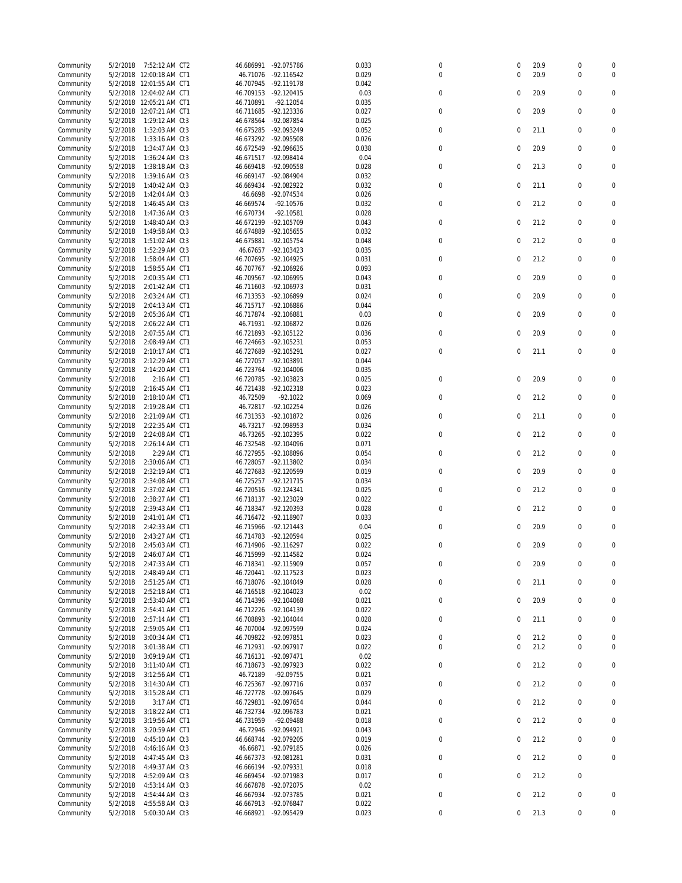| | | | | | | | | | | | |
|---|---|---|---|---|---|---|---|---|---|---|---|
| Community | 5/2/2018 | 7:52:12 AM | CT2 | 46.686991 | -92.075786 | 0.033 | 0 | 0 | 20.9 | 0 | 0 |
| Community | 5/2/2018 | 12:00:18 AM | CT1 | 46.71076 | -92.116542 | 0.029 | 0 | 0 | 20.9 | 0 | 0 |
| Community | 5/2/2018 | 12:01:55 AM | CT1 | 46.707945 | -92.119178 | 0.042 | | | | | |
| Community | 5/2/2018 | 12:04:02 AM | CT1 | 46.709153 | -92.120415 | 0.03 | 0 | 0 | 20.9 | 0 | 0 |
| Community | 5/2/2018 | 12:05:21 AM | CT1 | 46.710891 | -92.12054 | 0.035 | | | | | |
| Community | 5/2/2018 | 12:07:21 AM | CT1 | 46.711685 | -92.123336 | 0.027 | 0 | 0 | 20.9 | 0 | 0 |
| Community | 5/2/2018 | 1:29:12 AM | Ct3 | 46.678564 | -92.087854 | 0.025 | | | | | |
| Community | 5/2/2018 | 1:32:03 AM | Ct3 | 46.675285 | -92.093249 | 0.052 | 0 | 0 | 21.1 | 0 | 0 |
| Community | 5/2/2018 | 1:33:16 AM | Ct3 | 46.673292 | -92.095508 | 0.026 | | | | | |
| Community | 5/2/2018 | 1:34:47 AM | Ct3 | 46.672549 | -92.096635 | 0.038 | 0 | 0 | 20.9 | 0 | 0 |
| Community | 5/2/2018 | 1:36:24 AM | Ct3 | 46.671517 | -92.098414 | 0.04 | | | | | |
| Community | 5/2/2018 | 1:38:18 AM | Ct3 | 46.669418 | -92.090558 | 0.028 | 0 | 0 | 21.3 | 0 | 0 |
| Community | 5/2/2018 | 1:39:16 AM | Ct3 | 46.669147 | -92.084904 | 0.032 | | | | | |
| Community | 5/2/2018 | 1:40:42 AM | Ct3 | 46.669434 | -92.082922 | 0.032 | 0 | 0 | 21.1 | 0 | 0 |
| Community | 5/2/2018 | 1:42:04 AM | Ct3 | 46.6698 | -92.074534 | 0.026 | | | | | |
| Community | 5/2/2018 | 1:46:45 AM | Ct3 | 46.669574 | -92.10576 | 0.032 | 0 | 0 | 21.2 | 0 | 0 |
| Community | 5/2/2018 | 1:47:36 AM | Ct3 | 46.670734 | -92.10581 | 0.028 | | | | | |
| Community | 5/2/2018 | 1:48:40 AM | Ct3 | 46.672199 | -92.105709 | 0.043 | 0 | 0 | 21.2 | 0 | 0 |
| Community | 5/2/2018 | 1:49:58 AM | Ct3 | 46.674889 | -92.105655 | 0.032 | | | | | |
| Community | 5/2/2018 | 1:51:02 AM | Ct3 | 46.675881 | -92.105754 | 0.048 | 0 | 0 | 21.2 | 0 | 0 |
| Community | 5/2/2018 | 1:52:29 AM | Ct3 | 46.67657 | -92.103423 | 0.035 | | | | | |
| Community | 5/2/2018 | 1:58:04 AM | CT1 | 46.707695 | -92.104925 | 0.031 | 0 | 0 | 21.2 | 0 | 0 |
| Community | 5/2/2018 | 1:58:55 AM | CT1 | 46.707767 | -92.106926 | 0.093 | | | | | |
| Community | 5/2/2018 | 2:00:35 AM | CT1 | 46.709567 | -92.106995 | 0.043 | 0 | 0 | 20.9 | 0 | 0 |
| Community | 5/2/2018 | 2:01:42 AM | CT1 | 46.711603 | -92.106973 | 0.031 | | | | | |
| Community | 5/2/2018 | 2:03:24 AM | CT1 | 46.713353 | -92.106899 | 0.024 | 0 | 0 | 20.9 | 0 | 0 |
| Community | 5/2/2018 | 2:04:13 AM | CT1 | 46.715717 | -92.106886 | 0.044 | | | | | |
| Community | 5/2/2018 | 2:05:36 AM | CT1 | 46.717874 | -92.106881 | 0.03 | 0 | 0 | 20.9 | 0 | 0 |
| Community | 5/2/2018 | 2:06:22 AM | CT1 | 46.71931 | -92.106872 | 0.026 | | | | | |
| Community | 5/2/2018 | 2:07:55 AM | CT1 | 46.721893 | -92.105122 | 0.036 | 0 | 0 | 20.9 | 0 | 0 |
| Community | 5/2/2018 | 2:08:49 AM | CT1 | 46.724663 | -92.105231 | 0.053 | | | | | |
| Community | 5/2/2018 | 2:10:17 AM | CT1 | 46.727689 | -92.105291 | 0.027 | 0 | 0 | 21.1 | 0 | 0 |
| Community | 5/2/2018 | 2:12:29 AM | CT1 | 46.727057 | -92.103891 | 0.044 | | | | | |
| Community | 5/2/2018 | 2:14:20 AM | CT1 | 46.723764 | -92.104006 | 0.035 | | | | | |
| Community | 5/2/2018 | 2:16 AM | CT1 | 46.720785 | -92.103823 | 0.025 | 0 | 0 | 20.9 | 0 | 0 |
| Community | 5/2/2018 | 2:16:45 AM | CT1 | 46.721438 | -92.102318 | 0.023 | | | | | |
| Community | 5/2/2018 | 2:18:10 AM | CT1 | 46.72509 | -92.1022 | 0.069 | 0 | 0 | 21.2 | 0 | 0 |
| Community | 5/2/2018 | 2:19:28 AM | CT1 | 46.72817 | -92.102254 | 0.026 | | | | | |
| Community | 5/2/2018 | 2:21:09 AM | CT1 | 46.731353 | -92.101872 | 0.026 | 0 | 0 | 21.1 | 0 | 0 |
| Community | 5/2/2018 | 2:22:35 AM | CT1 | 46.73217 | -92.098953 | 0.034 | | | | | |
| Community | 5/2/2018 | 2:24:08 AM | CT1 | 46.73265 | -92.102395 | 0.022 | 0 | 0 | 21.2 | 0 | 0 |
| Community | 5/2/2018 | 2:26:14 AM | CT1 | 46.732548 | -92.104096 | 0.071 | | | | | |
| Community | 5/2/2018 | 2:29 AM | CT1 | 46.727955 | -92.108896 | 0.054 | 0 | 0 | 21.2 | 0 | 0 |
| Community | 5/2/2018 | 2:30:06 AM | CT1 | 46.728057 | -92.113802 | 0.034 | | | | | |
| Community | 5/2/2018 | 2:32:19 AM | CT1 | 46.727683 | -92.120599 | 0.019 | 0 | 0 | 20.9 | 0 | 0 |
| Community | 5/2/2018 | 2:34:08 AM | CT1 | 46.725257 | -92.121715 | 0.034 | | | | | |
| Community | 5/2/2018 | 2:37:02 AM | CT1 | 46.720516 | -92.124341 | 0.025 | 0 | 0 | 21.2 | 0 | 0 |
| Community | 5/2/2018 | 2:38:27 AM | CT1 | 46.718137 | -92.123029 | 0.022 | | | | | |
| Community | 5/2/2018 | 2:39:43 AM | CT1 | 46.718347 | -92.120393 | 0.028 | 0 | 0 | 21.2 | 0 | 0 |
| Community | 5/2/2018 | 2:41:01 AM | CT1 | 46.716472 | -92.118907 | 0.033 | | | | | |
| Community | 5/2/2018 | 2:42:33 AM | CT1 | 46.715966 | -92.121443 | 0.04 | 0 | 0 | 20.9 | 0 | 0 |
| Community | 5/2/2018 | 2:43:27 AM | CT1 | 46.714783 | -92.120594 | 0.025 | | | | | |
| Community | 5/2/2018 | 2:45:03 AM | CT1 | 46.714906 | -92.116297 | 0.022 | 0 | 0 | 20.9 | 0 | 0 |
| Community | 5/2/2018 | 2:46:07 AM | CT1 | 46.715999 | -92.114582 | 0.024 | | | | | |
| Community | 5/2/2018 | 2:47:33 AM | CT1 | 46.718341 | -92.115909 | 0.057 | 0 | 0 | 20.9 | 0 | 0 |
| Community | 5/2/2018 | 2:48:49 AM | CT1 | 46.720441 | -92.117523 | 0.023 | | | | | |
| Community | 5/2/2018 | 2:51:25 AM | CT1 | 46.718076 | -92.104049 | 0.028 | 0 | 0 | 21.1 | 0 | 0 |
| Community | 5/2/2018 | 2:52:18 AM | CT1 | 46.716518 | -92.104023 | 0.02 | | | | | |
| Community | 5/2/2018 | 2:53:40 AM | CT1 | 46.714396 | -92.104068 | 0.021 | 0 | 0 | 20.9 | 0 | 0 |
| Community | 5/2/2018 | 2:54:41 AM | CT1 | 46.712226 | -92.104139 | 0.022 | | | | | |
| Community | 5/2/2018 | 2:57:14 AM | CT1 | 46.708893 | -92.104044 | 0.028 | 0 | 0 | 21.1 | 0 | 0 |
| Community | 5/2/2018 | 2:59:05 AM | CT1 | 46.707004 | -92.097599 | 0.024 | | | | | |
| Community | 5/2/2018 | 3:00:34 AM | CT1 | 46.709822 | -92.097851 | 0.023 | 0 | 0 | 21.2 | 0 | 0 |
| Community | 5/2/2018 | 3:01:38 AM | CT1 | 46.712931 | -92.097917 | 0.022 | 0 | 0 | 21.2 | 0 | 0 |
| Community | 5/2/2018 | 3:09:19 AM | CT1 | 46.716131 | -92.097471 | 0.02 | | | | | |
| Community | 5/2/2018 | 3:11:40 AM | CT1 | 46.718673 | -92.097923 | 0.022 | 0 | 0 | 21.2 | 0 | 0 |
| Community | 5/2/2018 | 3:12:56 AM | CT1 | 46.72189 | -92.09755 | 0.021 | | | | | |
| Community | 5/2/2018 | 3:14:30 AM | CT1 | 46.725367 | -92.097716 | 0.037 | 0 | 0 | 21.2 | 0 | 0 |
| Community | 5/2/2018 | 3:15:28 AM | CT1 | 46.727778 | -92.097645 | 0.029 | | | | | |
| Community | 5/2/2018 | 3:17 AM | CT1 | 46.729831 | -92.097654 | 0.044 | 0 | 0 | 21.2 | 0 | 0 |
| Community | 5/2/2018 | 3:18:22 AM | CT1 | 46.732734 | -92.096783 | 0.021 | | | | | |
| Community | 5/2/2018 | 3:19:56 AM | CT1 | 46.731959 | -92.09488 | 0.018 | 0 | 0 | 21.2 | 0 | 0 |
| Community | 5/2/2018 | 3:20:59 AM | CT1 | 46.72946 | -92.094921 | 0.043 | | | | | |
| Community | 5/2/2018 | 4:45:10 AM | Ct3 | 46.668744 | -92.079205 | 0.019 | 0 | 0 | 21.2 | 0 | 0 |
| Community | 5/2/2018 | 4:46:16 AM | Ct3 | 46.66871 | -92.079185 | 0.026 | | | | | |
| Community | 5/2/2018 | 4:47:45 AM | Ct3 | 46.667373 | -92.081281 | 0.031 | 0 | 0 | 21.2 | 0 | 0 |
| Community | 5/2/2018 | 4:49:37 AM | Ct3 | 46.666194 | -92.079331 | 0.018 | | | | | |
| Community | 5/2/2018 | 4:52:09 AM | Ct3 | 46.669454 | -92.071983 | 0.017 | 0 | 0 | 21.2 | 0 | |
| Community | 5/2/2018 | 4:53:14 AM | Ct3 | 46.667878 | -92.072075 | 0.02 | | | | | |
| Community | 5/2/2018 | 4:54:44 AM | Ct3 | 46.667934 | -92.073785 | 0.021 | 0 | 0 | 21.2 | 0 | 0 |
| Community | 5/2/2018 | 4:55:58 AM | Ct3 | 46.667913 | -92.076847 | 0.022 | | | | | |
| Community | 5/2/2018 | 5:00:30 AM | Ct3 | 46.668921 | -92.095429 | 0.023 | 0 | 0 | 21.3 | 0 | 0 |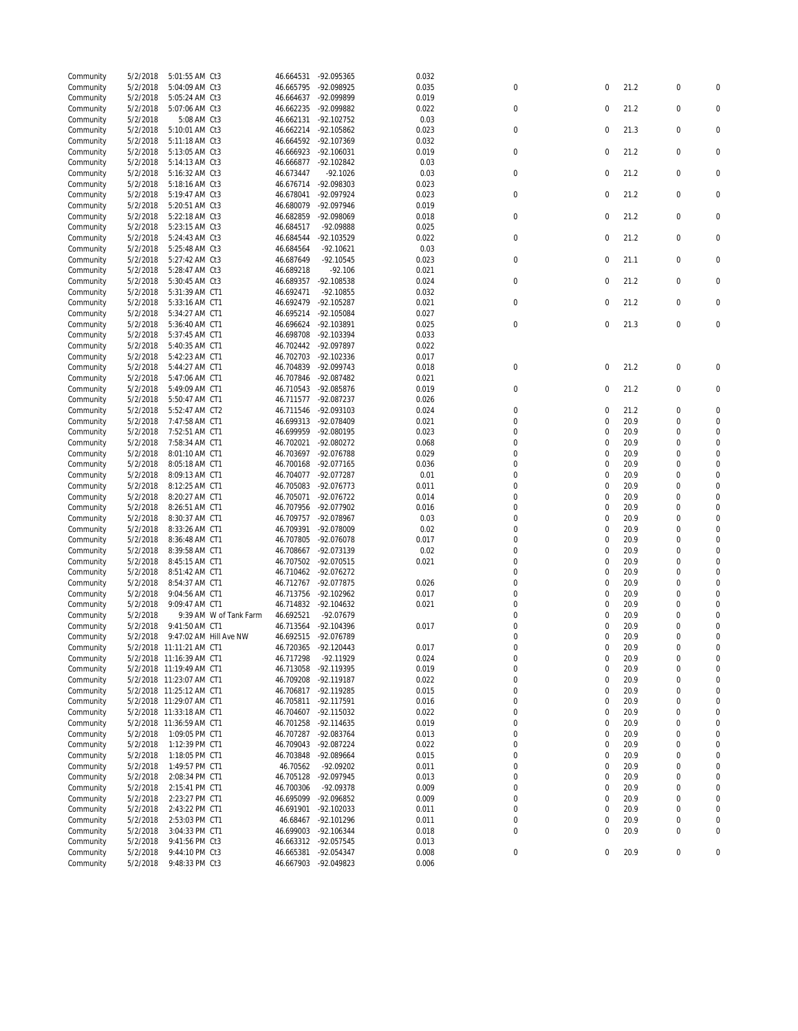| | | | | | | | | | | | | |
|---|---|---|---|---|---|---|---|---|---|---|---|---|
| Community | 5/2/2018 | 5:01:55 AM | Ct3 | 46.664531 | -92.095365 | 0.032 | | | | | | |
| Community | 5/2/2018 | 5:04:09 AM | Ct3 | 46.665795 | -92.098925 | 0.035 | 0 | 0 | 21.2 | 0 | 0 |
| Community | 5/2/2018 | 5:05:24 AM | Ct3 | 46.664637 | -92.099899 | 0.019 | | | | | |
| Community | 5/2/2018 | 5:07:06 AM | Ct3 | 46.662235 | -92.099882 | 0.022 | 0 | 0 | 21.2 | 0 | 0 |
| Community | 5/2/2018 | 5:08 AM | Ct3 | 46.662131 | -92.102752 | 0.03 | | | | | |
| Community | 5/2/2018 | 5:10:01 AM | Ct3 | 46.662214 | -92.105862 | 0.023 | 0 | 0 | 21.3 | 0 | 0 |
| Community | 5/2/2018 | 5:11:18 AM | Ct3 | 46.664592 | -92.107369 | 0.032 | | | | | |
| Community | 5/2/2018 | 5:13:05 AM | Ct3 | 46.666923 | -92.106031 | 0.019 | 0 | 0 | 21.2 | 0 | 0 |
| Community | 5/2/2018 | 5:14:13 AM | Ct3 | 46.666877 | -92.102842 | 0.03 | | | | | |
| Community | 5/2/2018 | 5:16:32 AM | Ct3 | 46.673447 | -92.1026 | 0.03 | 0 | 0 | 21.2 | 0 | 0 |
| Community | 5/2/2018 | 5:18:16 AM | Ct3 | 46.676714 | -92.098303 | 0.023 | | | | | |
| Community | 5/2/2018 | 5:19:47 AM | Ct3 | 46.678041 | -92.097924 | 0.023 | 0 | 0 | 21.2 | 0 | 0 |
| Community | 5/2/2018 | 5:20:51 AM | Ct3 | 46.680079 | -92.097946 | 0.019 | | | | | |
| Community | 5/2/2018 | 5:22:18 AM | Ct3 | 46.682859 | -92.098069 | 0.018 | 0 | 0 | 21.2 | 0 | 0 |
| Community | 5/2/2018 | 5:23:15 AM | Ct3 | 46.684517 | -92.09888 | 0.025 | | | | | |
| Community | 5/2/2018 | 5:24:43 AM | Ct3 | 46.684544 | -92.103529 | 0.022 | 0 | 0 | 21.2 | 0 | 0 |
| Community | 5/2/2018 | 5:25:48 AM | Ct3 | 46.684564 | -92.10621 | 0.03 | | | | | |
| Community | 5/2/2018 | 5:27:42 AM | Ct3 | 46.687649 | -92.10545 | 0.023 | 0 | 0 | 21.1 | 0 | 0 |
| Community | 5/2/2018 | 5:28:47 AM | Ct3 | 46.689218 | -92.106 | 0.021 | | | | | |
| Community | 5/2/2018 | 5:30:45 AM | Ct3 | 46.689357 | -92.108538 | 0.024 | 0 | 0 | 21.2 | 0 | 0 |
| Community | 5/2/2018 | 5:31:39 AM | CT1 | 46.692471 | -92.10855 | 0.032 | | | | | |
| Community | 5/2/2018 | 5:33:16 AM | CT1 | 46.692479 | -92.105287 | 0.021 | 0 | 0 | 21.2 | 0 | 0 |
| Community | 5/2/2018 | 5:34:27 AM | CT1 | 46.695214 | -92.105084 | 0.027 | | | | | |
| Community | 5/2/2018 | 5:36:40 AM | CT1 | 46.696624 | -92.103891 | 0.025 | 0 | 0 | 21.3 | 0 | 0 |
| Community | 5/2/2018 | 5:37:45 AM | CT1 | 46.698708 | -92.103394 | 0.033 | | | | | |
| Community | 5/2/2018 | 5:40:35 AM | CT1 | 46.702442 | -92.097897 | 0.022 | | | | | |
| Community | 5/2/2018 | 5:42:23 AM | CT1 | 46.702703 | -92.102336 | 0.017 | | | | | |
| Community | 5/2/2018 | 5:44:27 AM | CT1 | 46.704839 | -92.099743 | 0.018 | 0 | 0 | 21.2 | 0 | 0 |
| Community | 5/2/2018 | 5:47:06 AM | CT1 | 46.707846 | -92.087482 | 0.021 | | | | | |
| Community | 5/2/2018 | 5:49:09 AM | CT1 | 46.710543 | -92.085876 | 0.019 | 0 | 0 | 21.2 | 0 | 0 |
| Community | 5/2/2018 | 5:50:47 AM | CT1 | 46.711577 | -92.087237 | 0.026 | | | | | |
| Community | 5/2/2018 | 5:52:47 AM | CT2 | 46.711546 | -92.093103 | 0.024 | 0 | 0 | 21.2 | 0 | 0 |
| Community | 5/2/2018 | 7:47:58 AM | CT1 | 46.699313 | -92.078409 | 0.021 | 0 | 0 | 20.9 | 0 | 0 |
| Community | 5/2/2018 | 7:52:51 AM | CT1 | 46.699959 | -92.080195 | 0.023 | 0 | 0 | 20.9 | 0 | 0 |
| Community | 5/2/2018 | 7:58:34 AM | CT1 | 46.702021 | -92.080272 | 0.068 | 0 | 0 | 20.9 | 0 | 0 |
| Community | 5/2/2018 | 8:01:10 AM | CT1 | 46.703697 | -92.076788 | 0.029 | 0 | 0 | 20.9 | 0 | 0 |
| Community | 5/2/2018 | 8:05:18 AM | CT1 | 46.700168 | -92.077165 | 0.036 | 0 | 0 | 20.9 | 0 | 0 |
| Community | 5/2/2018 | 8:09:13 AM | CT1 | 46.704077 | -92.077287 | 0.01 | 0 | 0 | 20.9 | 0 | 0 |
| Community | 5/2/2018 | 8:12:25 AM | CT1 | 46.705083 | -92.076773 | 0.011 | 0 | 0 | 20.9 | 0 | 0 |
| Community | 5/2/2018 | 8:20:27 AM | CT1 | 46.705071 | -92.076722 | 0.014 | 0 | 0 | 20.9 | 0 | 0 |
| Community | 5/2/2018 | 8:26:51 AM | CT1 | 46.707956 | -92.077902 | 0.016 | 0 | 0 | 20.9 | 0 | 0 |
| Community | 5/2/2018 | 8:30:37 AM | CT1 | 46.709757 | -92.078967 | 0.03 | 0 | 0 | 20.9 | 0 | 0 |
| Community | 5/2/2018 | 8:33:26 AM | CT1 | 46.709391 | -92.078009 | 0.02 | 0 | 0 | 20.9 | 0 | 0 |
| Community | 5/2/2018 | 8:36:48 AM | CT1 | 46.707805 | -92.076078 | 0.017 | 0 | 0 | 20.9 | 0 | 0 |
| Community | 5/2/2018 | 8:39:58 AM | CT1 | 46.708667 | -92.073139 | 0.02 | 0 | 0 | 20.9 | 0 | 0 |
| Community | 5/2/2018 | 8:45:15 AM | CT1 | 46.707502 | -92.070515 | 0.021 | 0 | 0 | 20.9 | 0 | 0 |
| Community | 5/2/2018 | 8:51:42 AM | CT1 | 46.710462 | -92.076272 | | 0 | 0 | 20.9 | 0 | 0 |
| Community | 5/2/2018 | 8:54:37 AM | CT1 | 46.712767 | -92.077875 | 0.026 | 0 | 0 | 20.9 | 0 | 0 |
| Community | 5/2/2018 | 9:04:56 AM | CT1 | 46.713756 | -92.102962 | 0.017 | 0 | 0 | 20.9 | 0 | 0 |
| Community | 5/2/2018 | 9:09:47 AM | CT1 | 46.714832 | -92.104632 | 0.021 | 0 | 0 | 20.9 | 0 | 0 |
| Community | 5/2/2018 | 9:39 AM | W of Tank Farm | 46.692521 | -92.07679 | | 0 | 0 | 20.9 | 0 | 0 |
| Community | 5/2/2018 | 9:41:50 AM | CT1 | 46.713564 | -92.104396 | 0.017 | 0 | 0 | 20.9 | 0 | 0 |
| Community | 5/2/2018 | 9:47:02 AM | Hill Ave NW | 46.692515 | -92.076789 | | 0 | 0 | 20.9 | 0 | 0 |
| Community | 5/2/2018 | 11:11:21 AM | CT1 | 46.720365 | -92.120443 | 0.017 | 0 | 0 | 20.9 | 0 | 0 |
| Community | 5/2/2018 | 11:16:39 AM | CT1 | 46.717298 | -92.11929 | 0.024 | 0 | 0 | 20.9 | 0 | 0 |
| Community | 5/2/2018 | 11:19:49 AM | CT1 | 46.713058 | -92.119395 | 0.019 | 0 | 0 | 20.9 | 0 | 0 |
| Community | 5/2/2018 | 11:23:07 AM | CT1 | 46.709208 | -92.119187 | 0.022 | 0 | 0 | 20.9 | 0 | 0 |
| Community | 5/2/2018 | 11:25:12 AM | CT1 | 46.706817 | -92.119285 | 0.015 | 0 | 0 | 20.9 | 0 | 0 |
| Community | 5/2/2018 | 11:29:07 AM | CT1 | 46.705811 | -92.117591 | 0.016 | 0 | 0 | 20.9 | 0 | 0 |
| Community | 5/2/2018 | 11:33:18 AM | CT1 | 46.704607 | -92.115032 | 0.022 | 0 | 0 | 20.9 | 0 | 0 |
| Community | 5/2/2018 | 11:36:59 AM | CT1 | 46.701258 | -92.114635 | 0.019 | 0 | 0 | 20.9 | 0 | 0 |
| Community | 5/2/2018 | 1:09:05 PM | CT1 | 46.707287 | -92.083764 | 0.013 | 0 | 0 | 20.9 | 0 | 0 |
| Community | 5/2/2018 | 1:12:39 PM | CT1 | 46.709043 | -92.087224 | 0.022 | 0 | 0 | 20.9 | 0 | 0 |
| Community | 5/2/2018 | 1:18:05 PM | CT1 | 46.703848 | -92.089664 | 0.015 | 0 | 0 | 20.9 | 0 | 0 |
| Community | 5/2/2018 | 1:49:57 PM | CT1 | 46.70562 | -92.09202 | 0.011 | 0 | 0 | 20.9 | 0 | 0 |
| Community | 5/2/2018 | 2:08:34 PM | CT1 | 46.705128 | -92.097945 | 0.013 | 0 | 0 | 20.9 | 0 | 0 |
| Community | 5/2/2018 | 2:15:41 PM | CT1 | 46.700306 | -92.09378 | 0.009 | 0 | 0 | 20.9 | 0 | 0 |
| Community | 5/2/2018 | 2:23:27 PM | CT1 | 46.695099 | -92.096852 | 0.009 | 0 | 0 | 20.9 | 0 | 0 |
| Community | 5/2/2018 | 2:43:22 PM | CT1 | 46.691901 | -92.102033 | 0.011 | 0 | 0 | 20.9 | 0 | 0 |
| Community | 5/2/2018 | 2:53:03 PM | CT1 | 46.68467 | -92.101296 | 0.011 | 0 | 0 | 20.9 | 0 | 0 |
| Community | 5/2/2018 | 3:04:33 PM | CT1 | 46.699003 | -92.106344 | 0.018 | 0 | 0 | 20.9 | 0 | 0 |
| Community | 5/2/2018 | 9:41:56 PM | Ct3 | 46.663312 | -92.057545 | 0.013 | | | | | |
| Community | 5/2/2018 | 9:44:10 PM | Ct3 | 46.665381 | -92.054347 | 0.008 | 0 | 0 | 20.9 | 0 | 0 |
| Community | 5/2/2018 | 9:48:33 PM | Ct3 | 46.667903 | -92.049823 | 0.006 | | | | | |